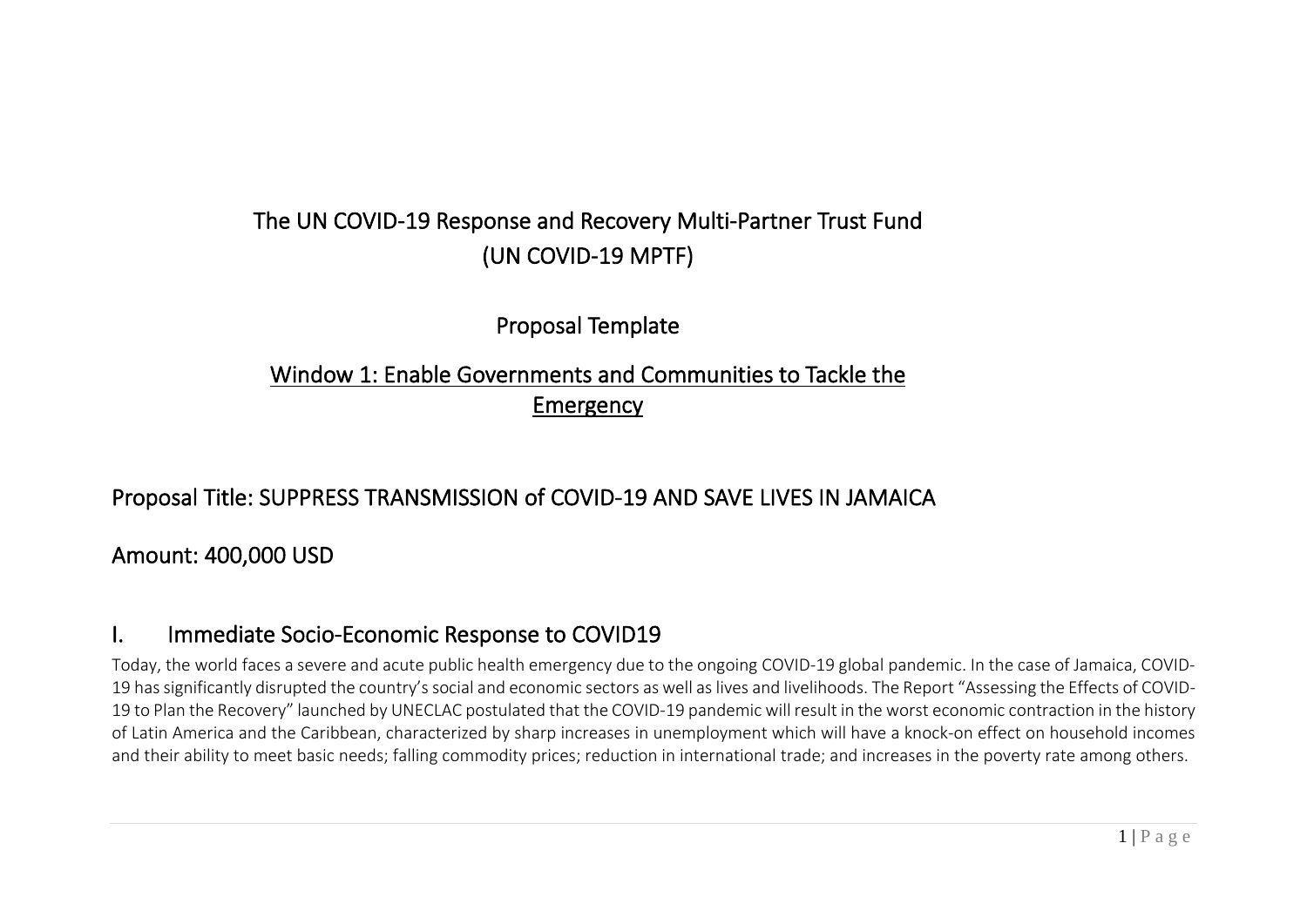# The UN COVID-19 Response and Recovery Multi-Partner Trust Fund (UN COVID-19 MPTF)

## Proposal Template

## Window 1: Enable Governments and Communities to Tackle the Emergency

## Proposal Title: SUPPRESS TRANSMISSION of COVID-19 AND SAVE LIVES IN JAMAICA

## Amount: 400,000 USD

## I. Immediate Socio-Economic Response to COVID19

Today, the world faces a severe and acute public health emergency due to the ongoing COVID-19 global pandemic. In the case of Jamaica, COVID-19 has significantly disrupted the country's social and economic sectors as well as lives and livelihoods. The Report "Assessing the Effects of COVID-19 to Plan the Recovery" launched by UNECLAC postulated that the COVID-19 pandemic will result in the worst economic contraction in the history of Latin America and the Caribbean, characterized by sharp increases in unemployment which will have a knock-on effect on household incomes and their ability to meet basic needs; falling commodity prices; reduction in international trade; and increases in the poverty rate among others.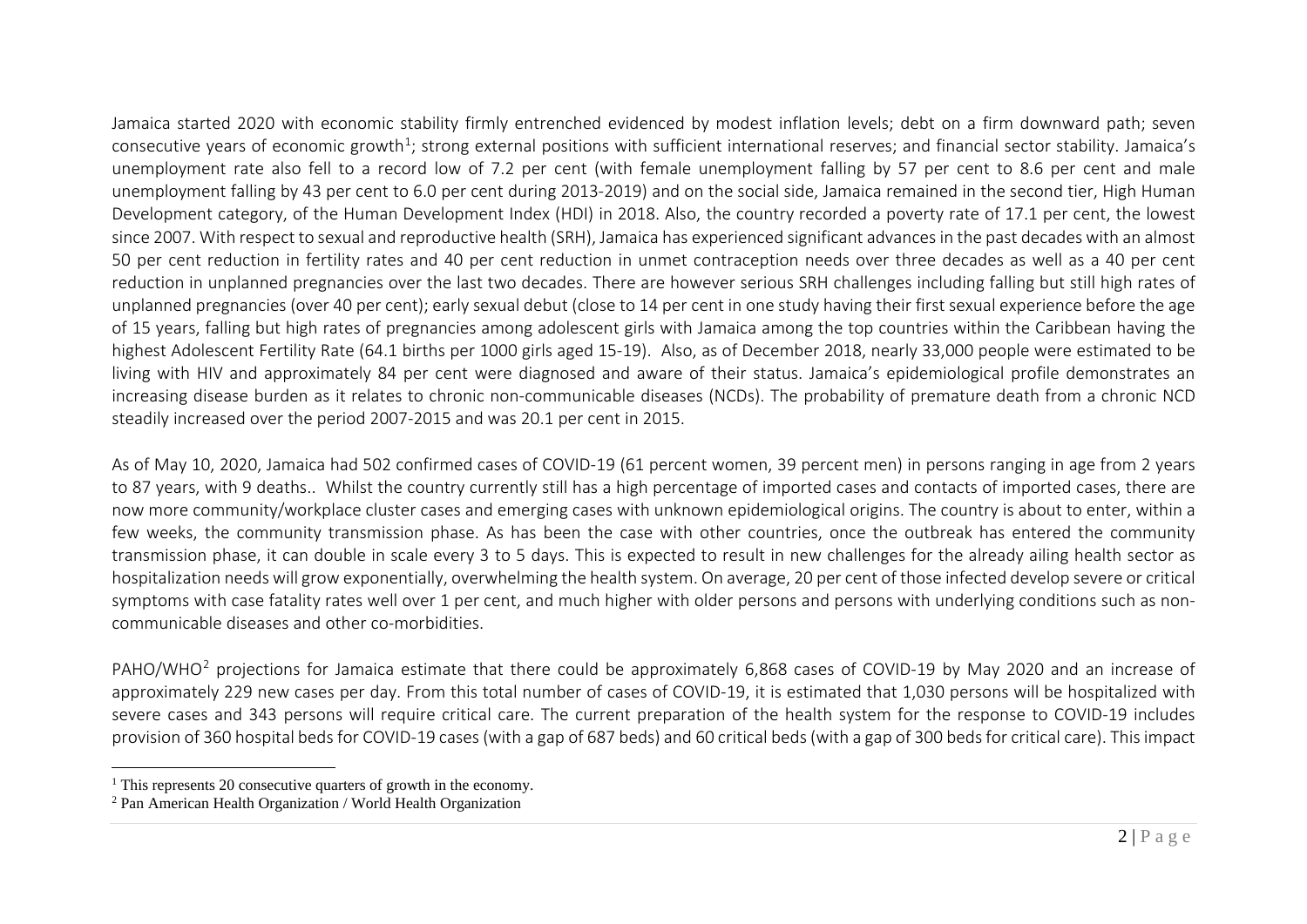Jamaica started 2020 with economic stability firmly entrenched evidenced by modest inflation levels; debt on a firm downward path; seven consecutive years of economic growth[1]; strong external positions with sufficient international reserves; and financial sector stability. Jamaica's unemployment rate also fell to a record low of 7.2 per cent (with female unemployment falling by 57 per cent to 8.6 per cent and male unemployment falling by 43 per cent to 6.0 per cent during 2013-2019) and on the social side, Jamaica remained in the second tier, High Human Development category, of the Human Development Index (HDI) in 2018. Also, the country recorded a poverty rate of 17.1 per cent, the lowest since 2007. With respect to sexual and reproductive health (SRH), Jamaica has experienced significant advances in the past decades with an almost 50 per cent reduction in fertility rates and 40 per cent reduction in unmet contraception needs over three decades as well as a 40 per cent reduction in unplanned pregnancies over the last two decades. There are however serious SRH challenges including falling but still high rates of unplanned pregnancies (over 40 per cent); early sexual debut (close to 14 per cent in one study having their first sexual experience before the age of 15 years, falling but high rates of pregnancies among adolescent girls with Jamaica among the top countries within the Caribbean having the highest Adolescent Fertility Rate (64.1 births per 1000 girls aged 15-19). Also, as of December 2018, nearly 33,000 people were estimated to be living with HIV and approximately 84 per cent were diagnosed and aware of their status. Jamaica's epidemiological profile demonstrates an increasing disease burden as it relates to chronic non-communicable diseases (NCDs). The probability of premature death from a chronic NCD steadily increased over the period 2007-2015 and was 20.1 per cent in 2015.

As of May 10, 2020, Jamaica had 502 confirmed cases of COVID-19 (61 percent women, 39 percent men) in persons ranging in age from 2 years to 87 years, with 9 deaths.. Whilst the country currently still has a high percentage of imported cases and contacts of imported cases, there are now more community/workplace cluster cases and emerging cases with unknown epidemiological origins. The country is about to enter, within a few weeks, the community transmission phase. As has been the case with other countries, once the outbreak has entered the community transmission phase, it can double in scale every 3 to 5 days. This is expected to result in new challenges for the already ailing health sector as hospitalization needs will grow exponentially, overwhelming the health system. On average, 20 per cent of those infected develop severe or critical symptoms with case fatality rates well over 1 per cent, and much higher with older persons and persons with underlying conditions such as non-communicable diseases and other co-morbidities.

PAHO/WHO[2] projections for Jamaica estimate that there could be approximately 6,868 cases of COVID-19 by May 2020 and an increase of approximately 229 new cases per day. From this total number of cases of COVID-19, it is estimated that 1,030 persons will be hospitalized with severe cases and 343 persons will require critical care. The current preparation of the health system for the response to COVID-19 includes provision of 360 hospital beds for COVID-19 cases (with a gap of 687 beds) and 60 critical beds (with a gap of 300 beds for critical care). This impact

---

[1] This represents 20 consecutive quarters of growth in the economy.

[2] Pan American Health Organization / World Health Organization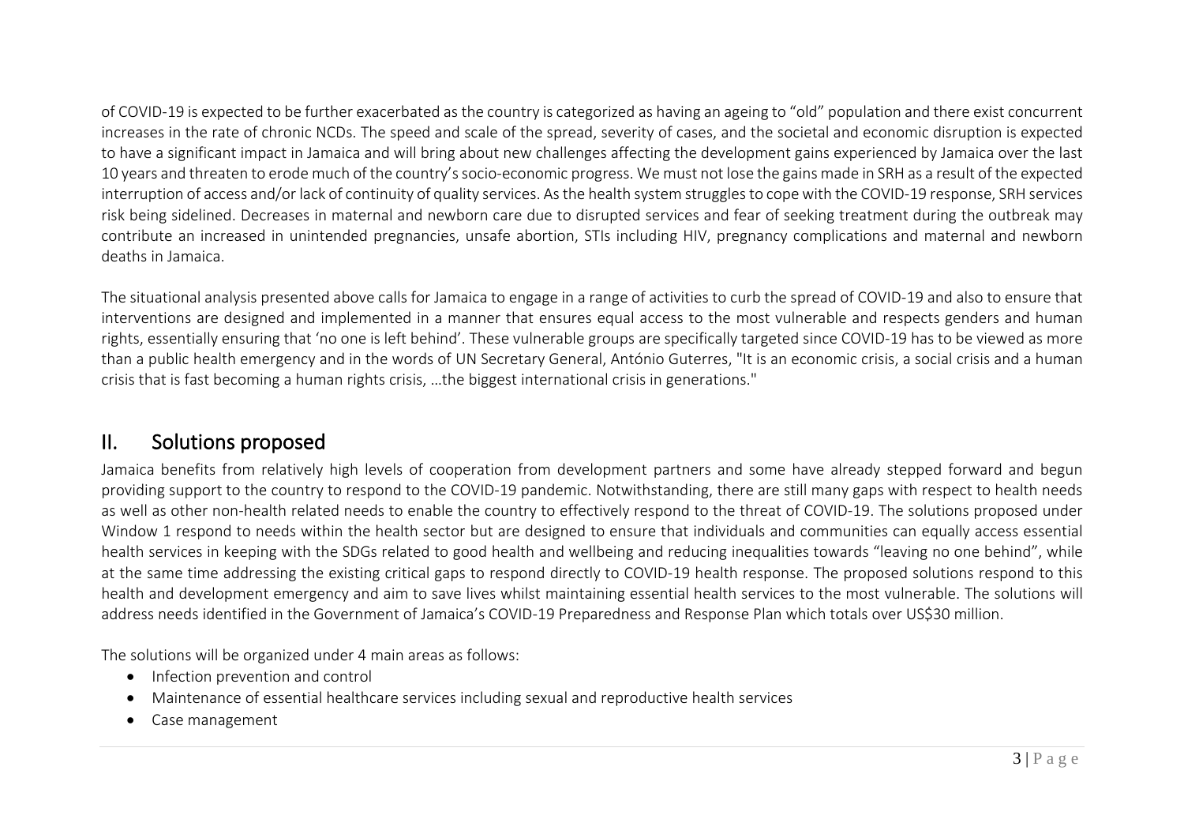of COVID-19 is expected to be further exacerbated as the country is categorized as having an ageing to "old" population and there exist concurrent increases in the rate of chronic NCDs. The speed and scale of the spread, severity of cases, and the societal and economic disruption is expected to have a significant impact in Jamaica and will bring about new challenges affecting the development gains experienced by Jamaica over the last 10 years and threaten to erode much of the country's socio-economic progress. We must not lose the gains made in SRH as a result of the expected interruption of access and/or lack of continuity of quality services. As the health system struggles to cope with the COVID-19 response, SRH services risk being sidelined. Decreases in maternal and newborn care due to disrupted services and fear of seeking treatment during the outbreak may contribute an increased in unintended pregnancies, unsafe abortion, STIs including HIV, pregnancy complications and maternal and newborn deaths in Jamaica.

The situational analysis presented above calls for Jamaica to engage in a range of activities to curb the spread of COVID-19 and also to ensure that interventions are designed and implemented in a manner that ensures equal access to the most vulnerable and respects genders and human rights, essentially ensuring that 'no one is left behind'. These vulnerable groups are specifically targeted since COVID-19 has to be viewed as more than a public health emergency and in the words of UN Secretary General, António Guterres, "It is an economic crisis, a social crisis and a human crisis that is fast becoming a human rights crisis, …the biggest international crisis in generations."

## II. Solutions proposed

Jamaica benefits from relatively high levels of cooperation from development partners and some have already stepped forward and begun providing support to the country to respond to the COVID-19 pandemic. Notwithstanding, there are still many gaps with respect to health needs as well as other non-health related needs to enable the country to effectively respond to the threat of COVID-19. The solutions proposed under Window 1 respond to needs within the health sector but are designed to ensure that individuals and communities can equally access essential health services in keeping with the SDGs related to good health and wellbeing and reducing inequalities towards "leaving no one behind", while at the same time addressing the existing critical gaps to respond directly to COVID-19 health response. The proposed solutions respond to this health and development emergency and aim to save lives whilst maintaining essential health services to the most vulnerable. The solutions will address needs identified in the Government of Jamaica's COVID-19 Preparedness and Response Plan which totals over US$30 million.

The solutions will be organized under 4 main areas as follows:

- Infection prevention and control
- Maintenance of essential healthcare services including sexual and reproductive health services
- Case management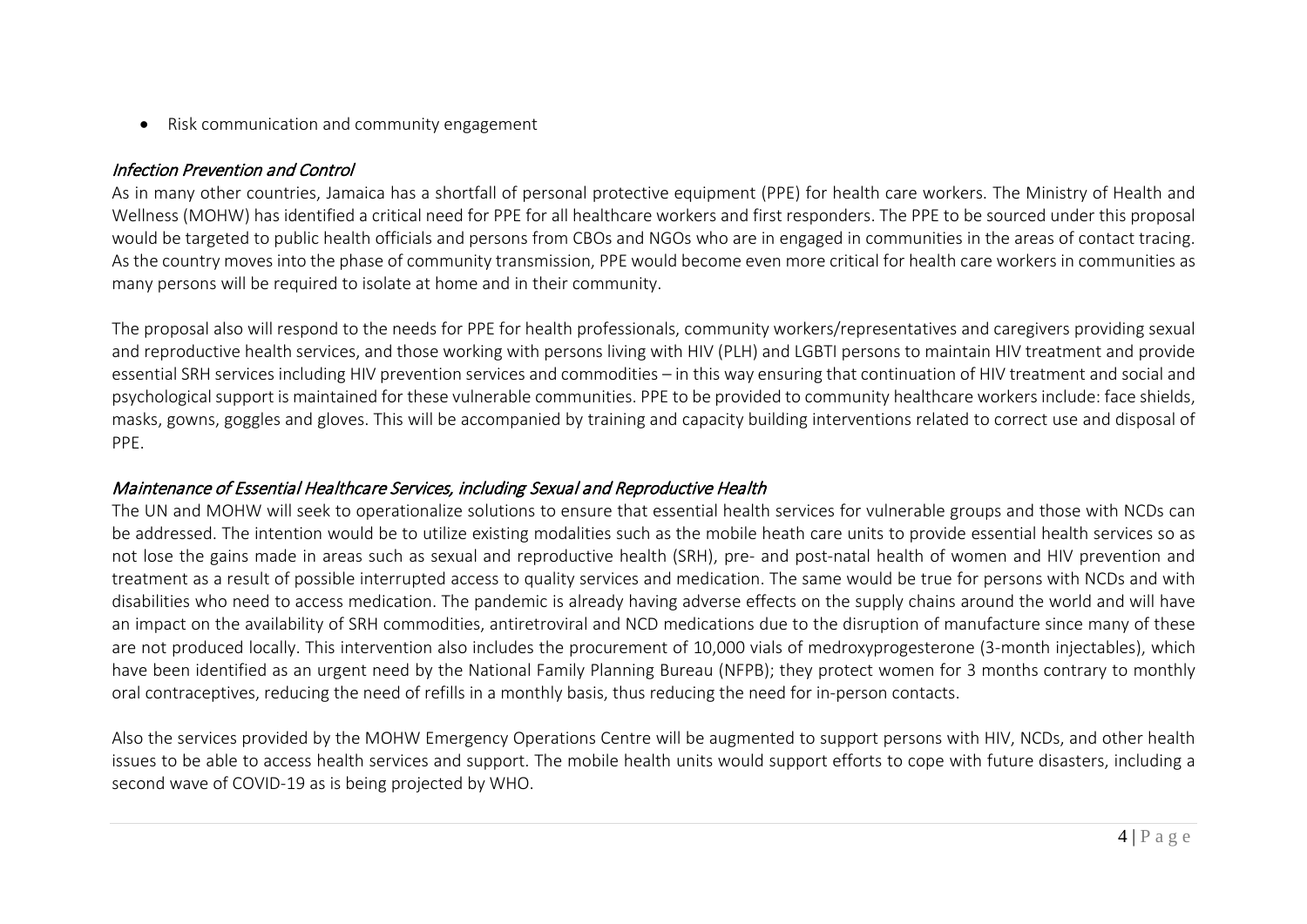- Risk communication and community engagement

*Infection Prevention and Control*

As in many other countries, Jamaica has a shortfall of personal protective equipment (PPE) for health care workers. The Ministry of Health and Wellness (MOHW) has identified a critical need for PPE for all healthcare workers and first responders. The PPE to be sourced under this proposal would be targeted to public health officials and persons from CBOs and NGOs who are in engaged in communities in the areas of contact tracing. As the country moves into the phase of community transmission, PPE would become even more critical for health care workers in communities as many persons will be required to isolate at home and in their community.

The proposal also will respond to the needs for PPE for health professionals, community workers/representatives and caregivers providing sexual and reproductive health services, and those working with persons living with HIV (PLH) and LGBTI persons to maintain HIV treatment and provide essential SRH services including HIV prevention services and commodities – in this way ensuring that continuation of HIV treatment and social and psychological support is maintained for these vulnerable communities. PPE to be provided to community healthcare workers include: face shields, masks, gowns, goggles and gloves. This will be accompanied by training and capacity building interventions related to correct use and disposal of PPE.

*Maintenance of Essential Healthcare Services, including Sexual and Reproductive Health*

The UN and MOHW will seek to operationalize solutions to ensure that essential health services for vulnerable groups and those with NCDs can be addressed. The intention would be to utilize existing modalities such as the mobile heath care units to provide essential health services so as not lose the gains made in areas such as sexual and reproductive health (SRH), pre- and post-natal health of women and HIV prevention and treatment as a result of possible interrupted access to quality services and medication. The same would be true for persons with NCDs and with disabilities who need to access medication. The pandemic is already having adverse effects on the supply chains around the world and will have an impact on the availability of SRH commodities, antiretroviral and NCD medications due to the disruption of manufacture since many of these are not produced locally. This intervention also includes the procurement of 10,000 vials of medroxyprogesterone (3-month injectables), which have been identified as an urgent need by the National Family Planning Bureau (NFPB); they protect women for 3 months contrary to monthly oral contraceptives, reducing the need of refills in a monthly basis, thus reducing the need for in-person contacts.

Also the services provided by the MOHW Emergency Operations Centre will be augmented to support persons with HIV, NCDs, and other health issues to be able to access health services and support. The mobile health units would support efforts to cope with future disasters, including a second wave of COVID-19 as is being projected by WHO.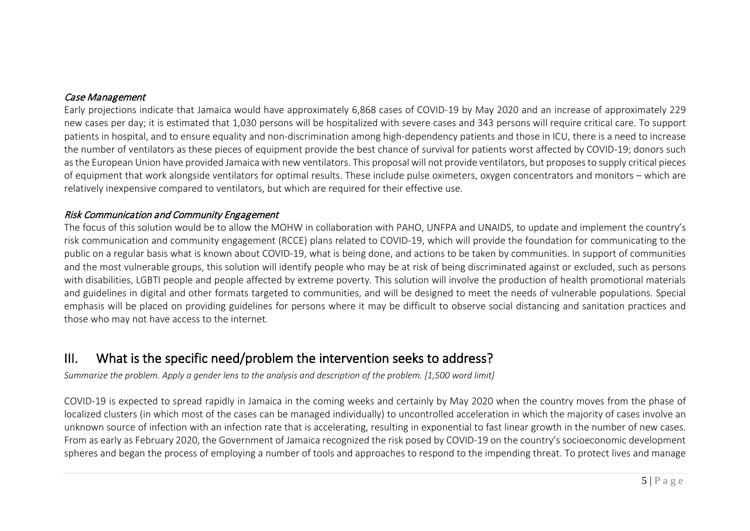*Case Management*

Early projections indicate that Jamaica would have approximately 6,868 cases of COVID-19 by May 2020 and an increase of approximately 229 new cases per day; it is estimated that 1,030 persons will be hospitalized with severe cases and 343 persons will require critical care. To support patients in hospital, and to ensure equality and non-discrimination among high-dependency patients and those in ICU, there is a need to increase the number of ventilators as these pieces of equipment provide the best chance of survival for patients worst affected by COVID-19; donors such as the European Union have provided Jamaica with new ventilators. This proposal will not provide ventilators, but proposes to supply critical pieces of equipment that work alongside ventilators for optimal results. These include pulse oximeters, oxygen concentrators and monitors – which are relatively inexpensive compared to ventilators, but which are required for their effective use.

*Risk Communication and Community Engagement*

The focus of this solution would be to allow the MOHW in collaboration with PAHO, UNFPA and UNAIDS, to update and implement the country's risk communication and community engagement (RCCE) plans related to COVID-19, which will provide the foundation for communicating to the public on a regular basis what is known about COVID-19, what is being done, and actions to be taken by communities. In support of communities and the most vulnerable groups, this solution will identify people who may be at risk of being discriminated against or excluded, such as persons with disabilities, LGBTI people and people affected by extreme poverty. This solution will involve the production of health promotional materials and guidelines in digital and other formats targeted to communities, and will be designed to meet the needs of vulnerable populations. Special emphasis will be placed on providing guidelines for persons where it may be difficult to observe social distancing and sanitation practices and those who may not have access to the internet.

## III. What is the specific need/problem the intervention seeks to address?

*Summarize the problem. Apply a gender lens to the analysis and description of the problem. [1,500 word limit]*

COVID-19 is expected to spread rapidly in Jamaica in the coming weeks and certainly by May 2020 when the country moves from the phase of localized clusters (in which most of the cases can be managed individually) to uncontrolled acceleration in which the majority of cases involve an unknown source of infection with an infection rate that is accelerating, resulting in exponential to fast linear growth in the number of new cases. From as early as February 2020, the Government of Jamaica recognized the risk posed by COVID-19 on the country's socioeconomic development spheres and began the process of employing a number of tools and approaches to respond to the impending threat. To protect lives and manage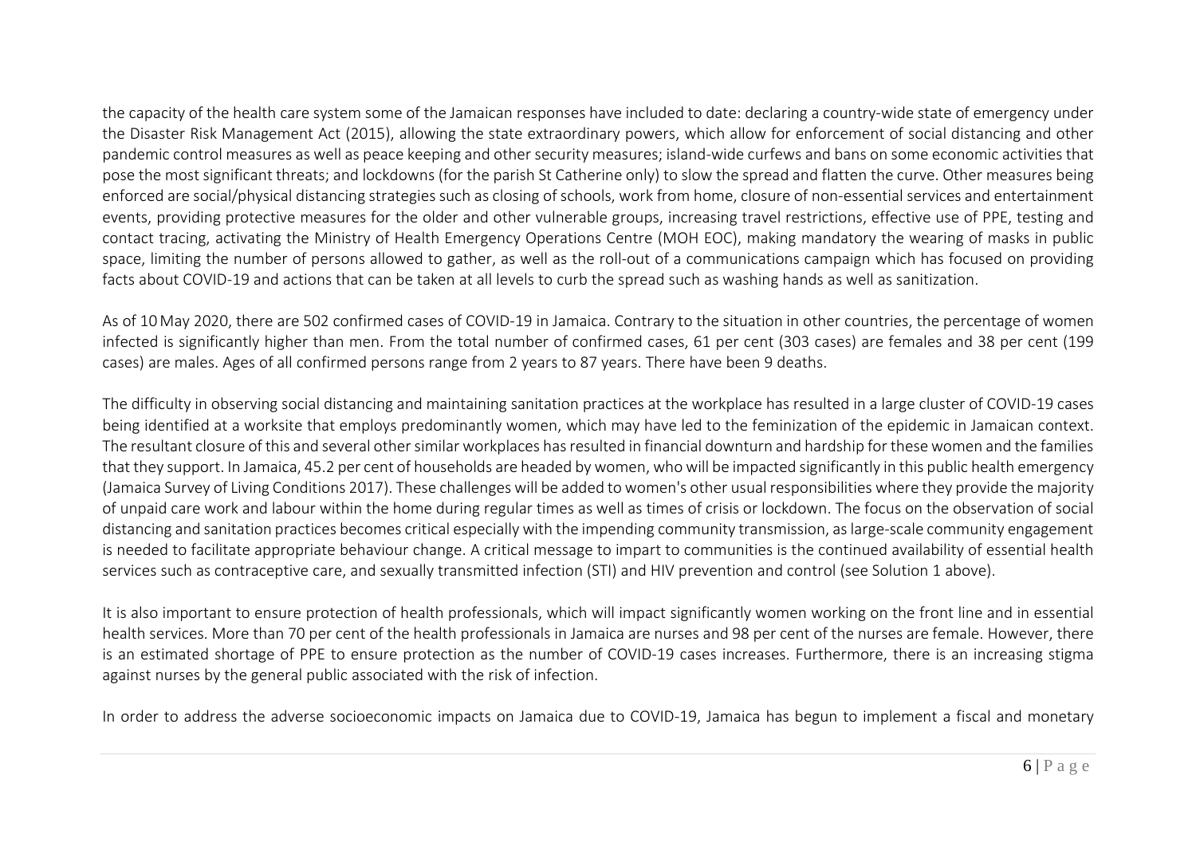the capacity of the health care system some of the Jamaican responses have included to date: declaring a country-wide state of emergency under the Disaster Risk Management Act (2015), allowing the state extraordinary powers, which allow for enforcement of social distancing and other pandemic control measures as well as peace keeping and other security measures; island-wide curfews and bans on some economic activities that pose the most significant threats; and lockdowns (for the parish St Catherine only) to slow the spread and flatten the curve. Other measures being enforced are social/physical distancing strategies such as closing of schools, work from home, closure of non-essential services and entertainment events, providing protective measures for the older and other vulnerable groups, increasing travel restrictions, effective use of PPE, testing and contact tracing, activating the Ministry of Health Emergency Operations Centre (MOH EOC), making mandatory the wearing of masks in public space, limiting the number of persons allowed to gather, as well as the roll-out of a communications campaign which has focused on providing facts about COVID-19 and actions that can be taken at all levels to curb the spread such as washing hands as well as sanitization.

As of 10 May 2020, there are 502 confirmed cases of COVID-19 in Jamaica. Contrary to the situation in other countries, the percentage of women infected is significantly higher than men. From the total number of confirmed cases, 61 per cent (303 cases) are females and 38 per cent (199 cases) are males. Ages of all confirmed persons range from 2 years to 87 years. There have been 9 deaths.

The difficulty in observing social distancing and maintaining sanitation practices at the workplace has resulted in a large cluster of COVID-19 cases being identified at a worksite that employs predominantly women, which may have led to the feminization of the epidemic in Jamaican context. The resultant closure of this and several other similar workplaces has resulted in financial downturn and hardship for these women and the families that they support. In Jamaica, 45.2 per cent of households are headed by women, who will be impacted significantly in this public health emergency (Jamaica Survey of Living Conditions 2017). These challenges will be added to women's other usual responsibilities where they provide the majority of unpaid care work and labour within the home during regular times as well as times of crisis or lockdown. The focus on the observation of social distancing and sanitation practices becomes critical especially with the impending community transmission, as large-scale community engagement is needed to facilitate appropriate behaviour change. A critical message to impart to communities is the continued availability of essential health services such as contraceptive care, and sexually transmitted infection (STI) and HIV prevention and control (see Solution 1 above).

It is also important to ensure protection of health professionals, which will impact significantly women working on the front line and in essential health services. More than 70 per cent of the health professionals in Jamaica are nurses and 98 per cent of the nurses are female. However, there is an estimated shortage of PPE to ensure protection as the number of COVID-19 cases increases. Furthermore, there is an increasing stigma against nurses by the general public associated with the risk of infection.

In order to address the adverse socioeconomic impacts on Jamaica due to COVID-19, Jamaica has begun to implement a fiscal and monetary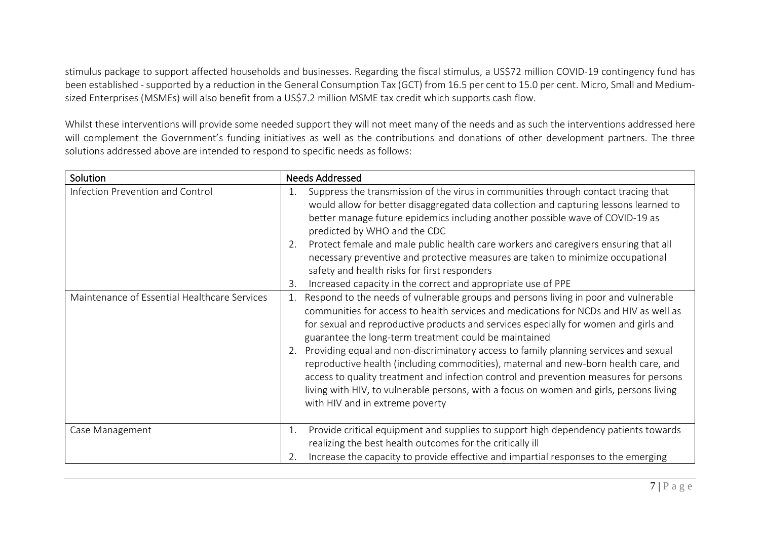stimulus package to support affected households and businesses. Regarding the fiscal stimulus, a US$72 million COVID-19 contingency fund has been established - supported by a reduction in the General Consumption Tax (GCT) from 16.5 per cent to 15.0 per cent. Micro, Small and Medium-sized Enterprises (MSMEs) will also benefit from a US$7.2 million MSME tax credit which supports cash flow.

Whilst these interventions will provide some needed support they will not meet many of the needs and as such the interventions addressed here will complement the Government's funding initiatives as well as the contributions and donations of other development partners. The three solutions addressed above are intended to respond to specific needs as follows:

| Solution | Needs Addressed |
| --- | --- |
| Infection Prevention and Control | 1. Suppress the transmission of the virus in communities through contact tracing that would allow for better disaggregated data collection and capturing lessons learned to better manage future epidemics including another possible wave of COVID-19 as predicted by WHO and the CDC<br>2. Protect female and male public health care workers and caregivers ensuring that all necessary preventive and protective measures are taken to minimize occupational safety and health risks for first responders<br>3. Increased capacity in the correct and appropriate use of PPE |
| Maintenance of Essential Healthcare Services | 1. Respond to the needs of vulnerable groups and persons living in poor and vulnerable communities for access to health services and medications for NCDs and HIV as well as for sexual and reproductive products and services especially for women and girls and guarantee the long-term treatment could be maintained<br>2. Providing equal and non-discriminatory access to family planning services and sexual reproductive health (including commodities), maternal and new-born health care, and access to quality treatment and infection control and prevention measures for persons living with HIV, to vulnerable persons, with a focus on women and girls, persons living with HIV and in extreme poverty |
| Case Management | 1. Provide critical equipment and supplies to support high dependency patients towards realizing the best health outcomes for the critically ill<br>2. Increase the capacity to provide effective and impartial responses to the emerging |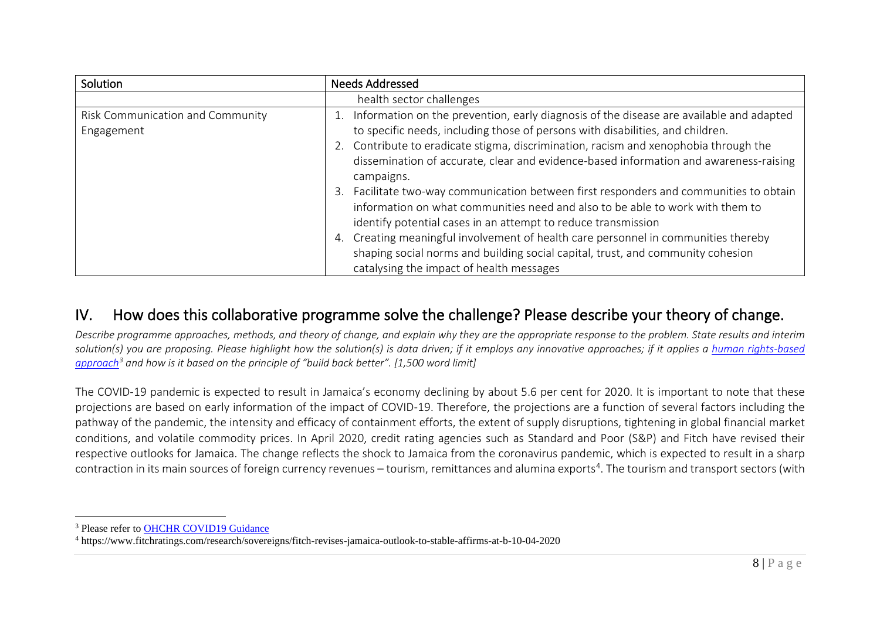| Solution | Needs Addressed |
| --- | --- |
| | health sector challenges |
| Risk Communication and Community Engagement | 1. Information on the prevention, early diagnosis of the disease are available and adapted to specific needs, including those of persons with disabilities, and children.<br>2. Contribute to eradicate stigma, discrimination, racism and xenophobia through the dissemination of accurate, clear and evidence-based information and awareness-raising campaigns.<br>3. Facilitate two-way communication between first responders and communities to obtain information on what communities need and also to be able to work with them to identify potential cases in an attempt to reduce transmission<br>4. Creating meaningful involvement of health care personnel in communities thereby shaping social norms and building social capital, trust, and community cohesion catalysing the impact of health messages |

## IV. How does this collaborative programme solve the challenge? Please describe your theory of change.

*Describe programme approaches, methods, and theory of change, and explain why they are the appropriate response to the problem. State results and interim solution(s) you are proposing. Please highlight how the solution(s) is data driven; if it employs any innovative approaches; if it applies a human rights-based approach[3] and how is it based on the principle of "build back better". [1,500 word limit]*

The COVID-19 pandemic is expected to result in Jamaica's economy declining by about 5.6 per cent for 2020. It is important to note that these projections are based on early information of the impact of COVID-19. Therefore, the projections are a function of several factors including the pathway of the pandemic, the intensity and efficacy of containment efforts, the extent of supply disruptions, tightening in global financial market conditions, and volatile commodity prices. In April 2020, credit rating agencies such as Standard and Poor (S&P) and Fitch have revised their respective outlooks for Jamaica. The change reflects the shock to Jamaica from the coronavirus pandemic, which is expected to result in a sharp contraction in its main sources of foreign currency revenues – tourism, remittances and alumina exports[4]. The tourism and transport sectors (with

---

[3] Please refer to OHCHR COVID19 Guidance

[4] https://www.fitchratings.com/research/sovereigns/fitch-revises-jamaica-outlook-to-stable-affirms-at-b-10-04-2020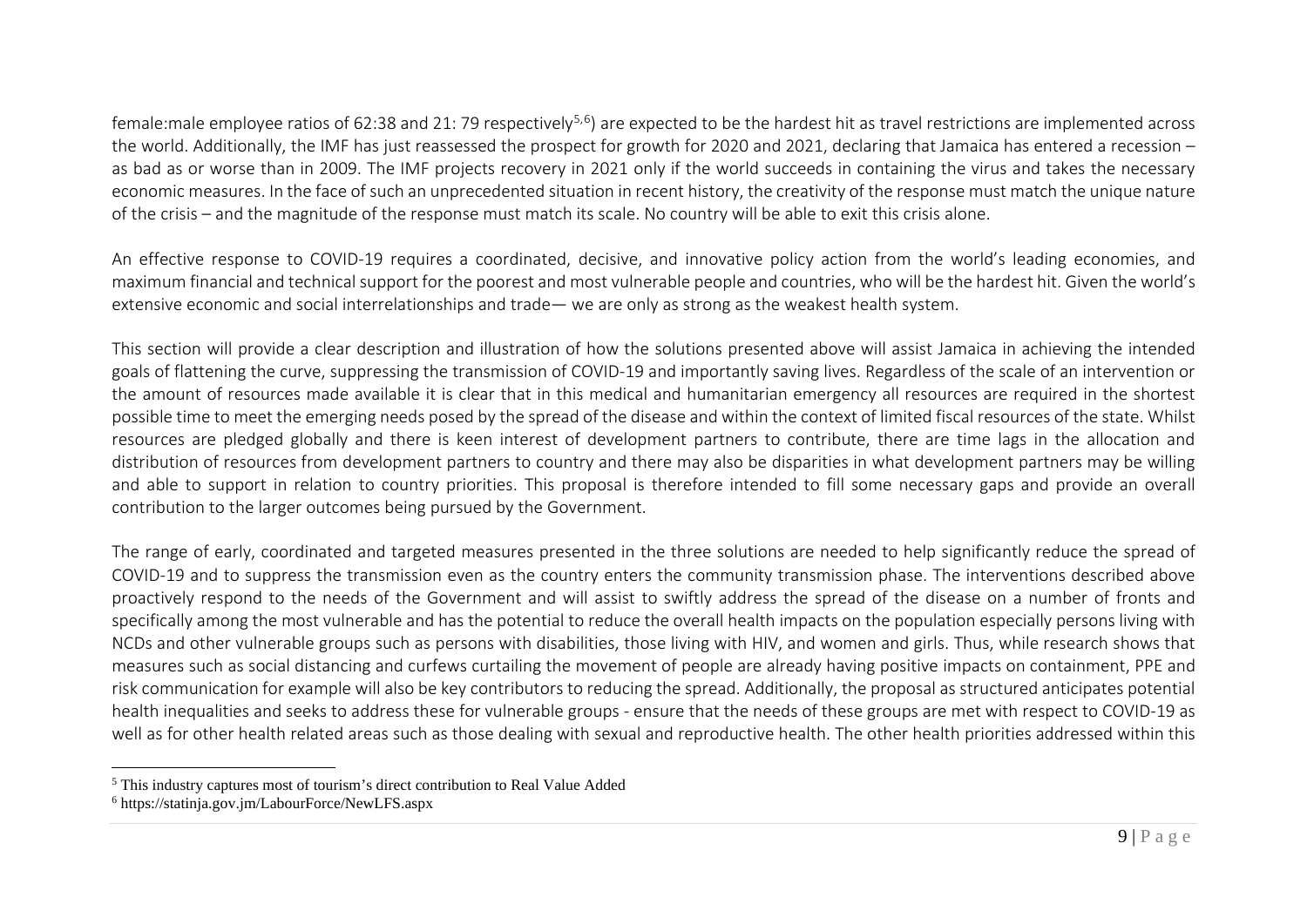female:male employee ratios of 62:38 and 21: 79 respectively[5,6]) are expected to be the hardest hit as travel restrictions are implemented across the world. Additionally, the IMF has just reassessed the prospect for growth for 2020 and 2021, declaring that Jamaica has entered a recession – as bad as or worse than in 2009. The IMF projects recovery in 2021 only if the world succeeds in containing the virus and takes the necessary economic measures. In the face of such an unprecedented situation in recent history, the creativity of the response must match the unique nature of the crisis – and the magnitude of the response must match its scale. No country will be able to exit this crisis alone.

An effective response to COVID-19 requires a coordinated, decisive, and innovative policy action from the world's leading economies, and maximum financial and technical support for the poorest and most vulnerable people and countries, who will be the hardest hit. Given the world's extensive economic and social interrelationships and trade— we are only as strong as the weakest health system.

This section will provide a clear description and illustration of how the solutions presented above will assist Jamaica in achieving the intended goals of flattening the curve, suppressing the transmission of COVID-19 and importantly saving lives. Regardless of the scale of an intervention or the amount of resources made available it is clear that in this medical and humanitarian emergency all resources are required in the shortest possible time to meet the emerging needs posed by the spread of the disease and within the context of limited fiscal resources of the state. Whilst resources are pledged globally and there is keen interest of development partners to contribute, there are time lags in the allocation and distribution of resources from development partners to country and there may also be disparities in what development partners may be willing and able to support in relation to country priorities. This proposal is therefore intended to fill some necessary gaps and provide an overall contribution to the larger outcomes being pursued by the Government.

The range of early, coordinated and targeted measures presented in the three solutions are needed to help significantly reduce the spread of COVID-19 and to suppress the transmission even as the country enters the community transmission phase. The interventions described above proactively respond to the needs of the Government and will assist to swiftly address the spread of the disease on a number of fronts and specifically among the most vulnerable and has the potential to reduce the overall health impacts on the population especially persons living with NCDs and other vulnerable groups such as persons with disabilities, those living with HIV, and women and girls. Thus, while research shows that measures such as social distancing and curfews curtailing the movement of people are already having positive impacts on containment, PPE and risk communication for example will also be key contributors to reducing the spread. Additionally, the proposal as structured anticipates potential health inequalities and seeks to address these for vulnerable groups - ensure that the needs of these groups are met with respect to COVID-19 as well as for other health related areas such as those dealing with sexual and reproductive health. The other health priorities addressed within this

---

[5] This industry captures most of tourism's direct contribution to Real Value Added

[6] https://statinja.gov.jm/LabourForce/NewLFS.aspx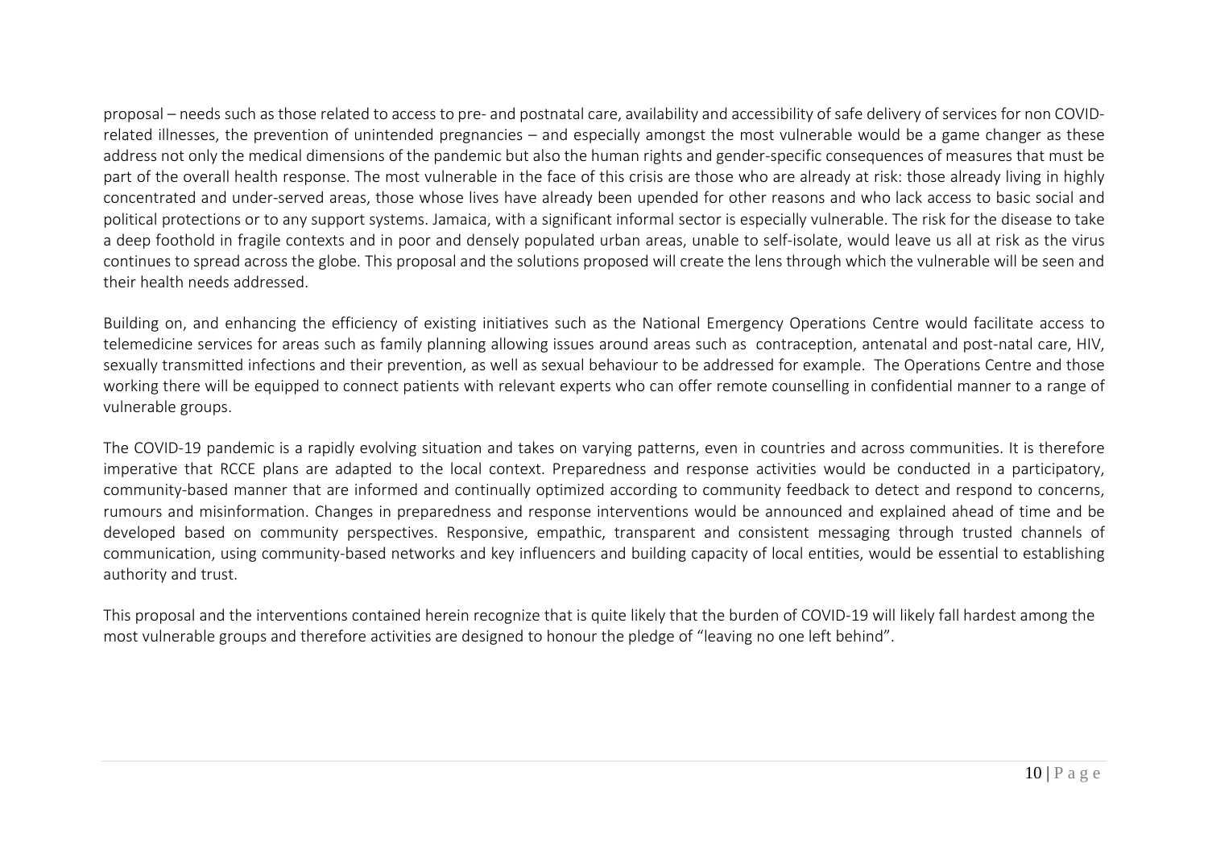proposal – needs such as those related to access to pre- and postnatal care, availability and accessibility of safe delivery of services for non COVID-related illnesses, the prevention of unintended pregnancies – and especially amongst the most vulnerable would be a game changer as these address not only the medical dimensions of the pandemic but also the human rights and gender-specific consequences of measures that must be part of the overall health response. The most vulnerable in the face of this crisis are those who are already at risk: those already living in highly concentrated and under-served areas, those whose lives have already been upended for other reasons and who lack access to basic social and political protections or to any support systems. Jamaica, with a significant informal sector is especially vulnerable. The risk for the disease to take a deep foothold in fragile contexts and in poor and densely populated urban areas, unable to self-isolate, would leave us all at risk as the virus continues to spread across the globe. This proposal and the solutions proposed will create the lens through which the vulnerable will be seen and their health needs addressed.

Building on, and enhancing the efficiency of existing initiatives such as the National Emergency Operations Centre would facilitate access to telemedicine services for areas such as family planning allowing issues around areas such as contraception, antenatal and post-natal care, HIV, sexually transmitted infections and their prevention, as well as sexual behaviour to be addressed for example. The Operations Centre and those working there will be equipped to connect patients with relevant experts who can offer remote counselling in confidential manner to a range of vulnerable groups.

The COVID-19 pandemic is a rapidly evolving situation and takes on varying patterns, even in countries and across communities. It is therefore imperative that RCCE plans are adapted to the local context. Preparedness and response activities would be conducted in a participatory, community-based manner that are informed and continually optimized according to community feedback to detect and respond to concerns, rumours and misinformation. Changes in preparedness and response interventions would be announced and explained ahead of time and be developed based on community perspectives. Responsive, empathic, transparent and consistent messaging through trusted channels of communication, using community-based networks and key influencers and building capacity of local entities, would be essential to establishing authority and trust.

This proposal and the interventions contained herein recognize that is quite likely that the burden of COVID-19 will likely fall hardest among the most vulnerable groups and therefore activities are designed to honour the pledge of "leaving no one left behind".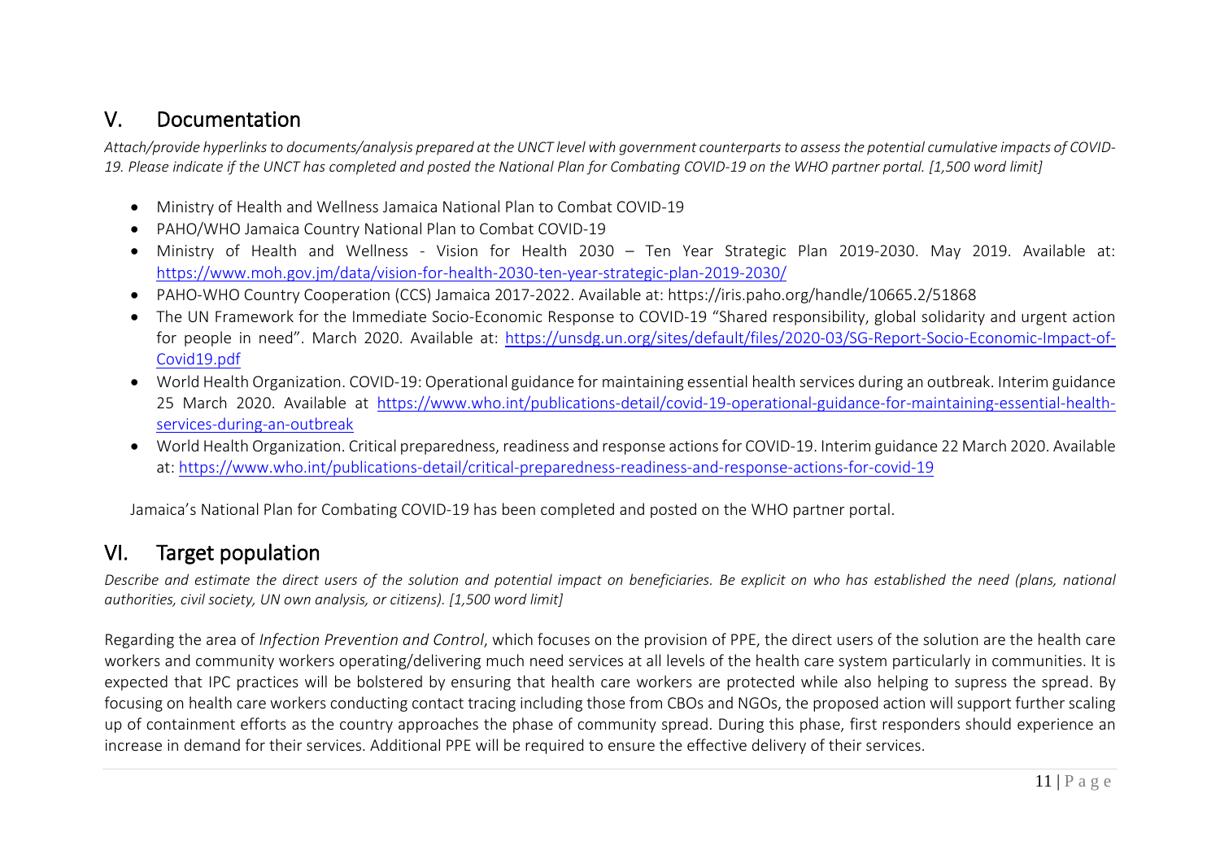## V. Documentation

*Attach/provide hyperlinks to documents/analysis prepared at the UNCT level with government counterparts to assess the potential cumulative impacts of COVID-19. Please indicate if the UNCT has completed and posted the National Plan for Combating COVID-19 on the WHO partner portal. [1,500 word limit]*

- Ministry of Health and Wellness Jamaica National Plan to Combat COVID-19
- PAHO/WHO Jamaica Country National Plan to Combat COVID-19
- Ministry of Health and Wellness - Vision for Health 2030 – Ten Year Strategic Plan 2019-2030. May 2019. Available at: [https://www.moh.gov.jm/data/vision-for-health-2030-ten-year-strategic-plan-2019-2030/](https://www.moh.gov.jm/data/vision-for-health-2030-ten-year-strategic-plan-2019-2030/)
- PAHO-WHO Country Cooperation (CCS) Jamaica 2017-2022. Available at: https://iris.paho.org/handle/10665.2/51868
- The UN Framework for the Immediate Socio-Economic Response to COVID-19 "Shared responsibility, global solidarity and urgent action for people in need". March 2020. Available at: [https://unsdg.un.org/sites/default/files/2020-03/SG-Report-Socio-Economic-Impact-of-Covid19.pdf](https://unsdg.un.org/sites/default/files/2020-03/SG-Report-Socio-Economic-Impact-of-Covid19.pdf)
- World Health Organization. COVID-19: Operational guidance for maintaining essential health services during an outbreak. Interim guidance 25 March 2020. Available at [https://www.who.int/publications-detail/covid-19-operational-guidance-for-maintaining-essential-health-services-during-an-outbreak](https://www.who.int/publications-detail/covid-19-operational-guidance-for-maintaining-essential-health-services-during-an-outbreak)
- World Health Organization. Critical preparedness, readiness and response actions for COVID-19. Interim guidance 22 March 2020. Available at: [https://www.who.int/publications-detail/critical-preparedness-readiness-and-response-actions-for-covid-19](https://www.who.int/publications-detail/critical-preparedness-readiness-and-response-actions-for-covid-19)

Jamaica's National Plan for Combating COVID-19 has been completed and posted on the WHO partner portal.

## VI. Target population

*Describe and estimate the direct users of the solution and potential impact on beneficiaries. Be explicit on who has established the need (plans, national authorities, civil society, UN own analysis, or citizens). [1,500 word limit]*

Regarding the area of *Infection Prevention and Control*, which focuses on the provision of PPE, the direct users of the solution are the health care workers and community workers operating/delivering much need services at all levels of the health care system particularly in communities. It is expected that IPC practices will be bolstered by ensuring that health care workers are protected while also helping to supress the spread. By focusing on health care workers conducting contact tracing including those from CBOs and NGOs, the proposed action will support further scaling up of containment efforts as the country approaches the phase of community spread. During this phase, first responders should experience an increase in demand for their services. Additional PPE will be required to ensure the effective delivery of their services.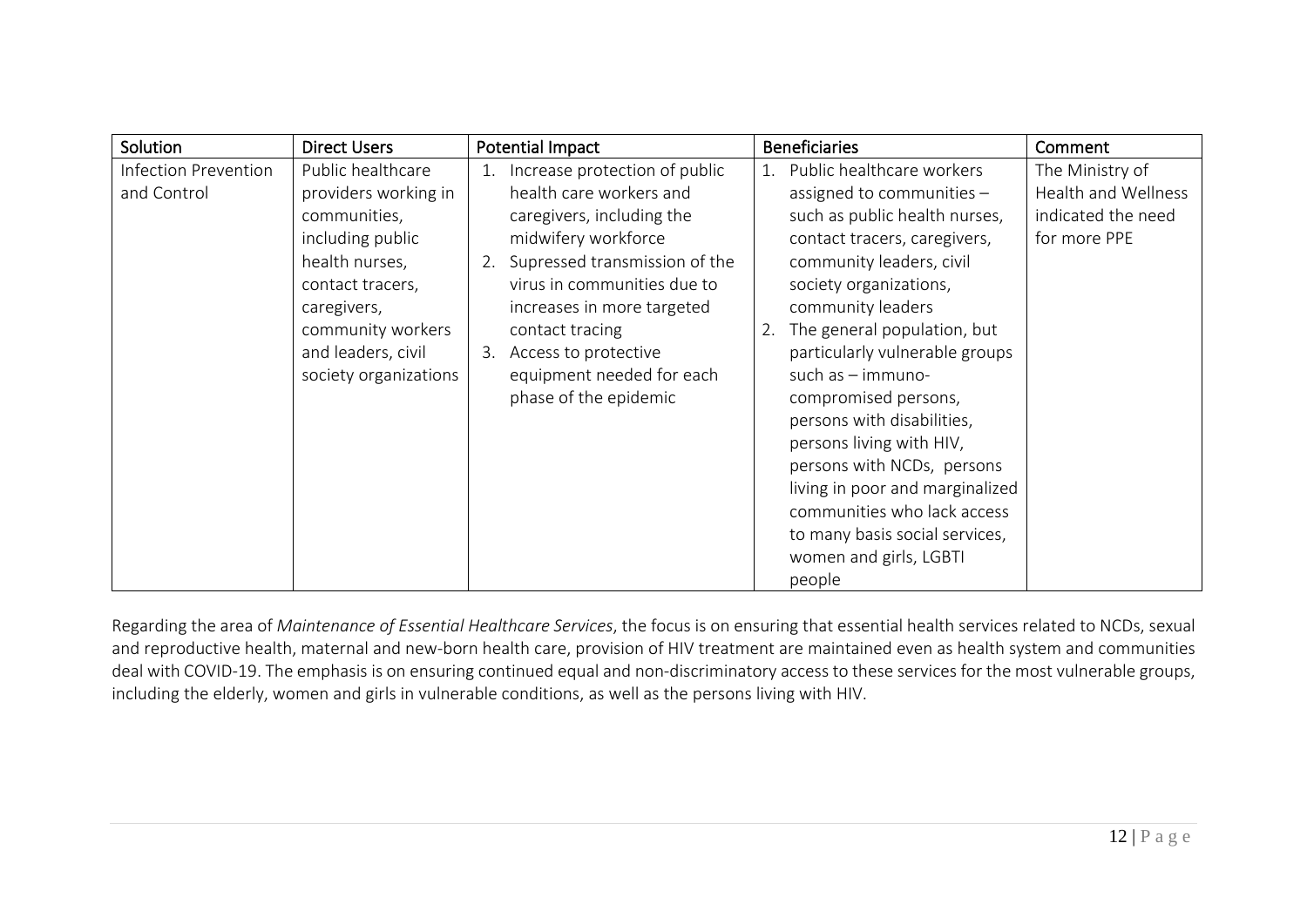| Solution | Direct Users | Potential Impact | Beneficiaries | Comment |
| --- | --- | --- | --- | --- |
| Infection Prevention and Control | Public healthcare providers working in communities, including public health nurses, contact tracers, caregivers, community workers and leaders, civil society organizations | 1. Increase protection of public health care workers and caregivers, including the midwifery workforce<br>2. Supressed transmission of the virus in communities due to increases in more targeted contact tracing<br>3. Access to protective equipment needed for each phase of the epidemic | 1. Public healthcare workers assigned to communities – such as public health nurses, contact tracers, caregivers, community leaders, civil society organizations, community leaders<br>2. The general population, but particularly vulnerable groups such as – immuno-compromised persons, persons with disabilities, persons living with HIV, persons with NCDs, persons living in poor and marginalized communities who lack access to many basis social services, women and girls, LGBTI people | The Ministry of Health and Wellness indicated the need for more PPE |

Regarding the area of *Maintenance of Essential Healthcare Services*, the focus is on ensuring that essential health services related to NCDs, sexual and reproductive health, maternal and new-born health care, provision of HIV treatment are maintained even as health system and communities deal with COVID-19. The emphasis is on ensuring continued equal and non-discriminatory access to these services for the most vulnerable groups, including the elderly, women and girls in vulnerable conditions, as well as the persons living with HIV.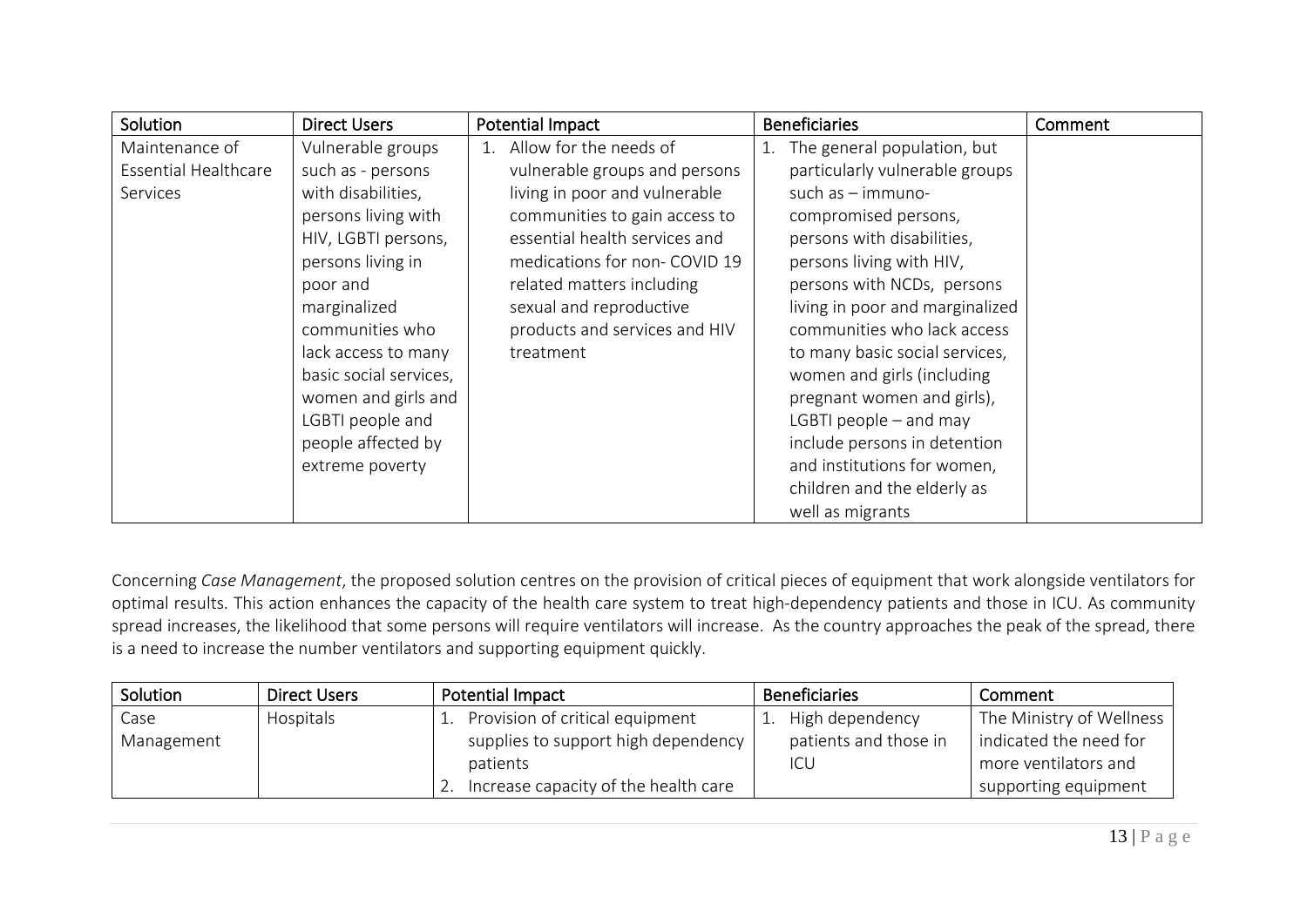| Solution | Direct Users | Potential Impact | Beneficiaries | Comment |
|---|---|---|---|---|
| Maintenance of Essential Healthcare Services | Vulnerable groups such as - persons with disabilities, persons living with HIV, LGBTI persons, persons living in poor and marginalized communities who lack access to many basic social services, women and girls and LGBTI people and people affected by extreme poverty | 1. Allow for the needs of vulnerable groups and persons living in poor and vulnerable communities to gain access to essential health services and medications for non- COVID 19 related matters including sexual and reproductive products and services and HIV treatment | 1. The general population, but particularly vulnerable groups such as – immuno-compromised persons, persons with disabilities, persons living with HIV, persons with NCDs, persons living in poor and marginalized communities who lack access to many basic social services, women and girls (including pregnant women and girls), LGBTI people – and may include persons in detention and institutions for women, children and the elderly as well as migrants | |

Concerning *Case Management*, the proposed solution centres on the provision of critical pieces of equipment that work alongside ventilators for optimal results. This action enhances the capacity of the health care system to treat high-dependency patients and those in ICU. As community spread increases, the likelihood that some persons will require ventilators will increase. As the country approaches the peak of the spread, there is a need to increase the number ventilators and supporting equipment quickly.

| Solution | Direct Users | Potential Impact | Beneficiaries | Comment |
|---|---|---|---|---|
| Case Management | Hospitals | 1. Provision of critical equipment supplies to support high dependency patients<br>2. Increase capacity of the health care | 1. High dependency patients and those in ICU | The Ministry of Wellness indicated the need for more ventilators and supporting equipment |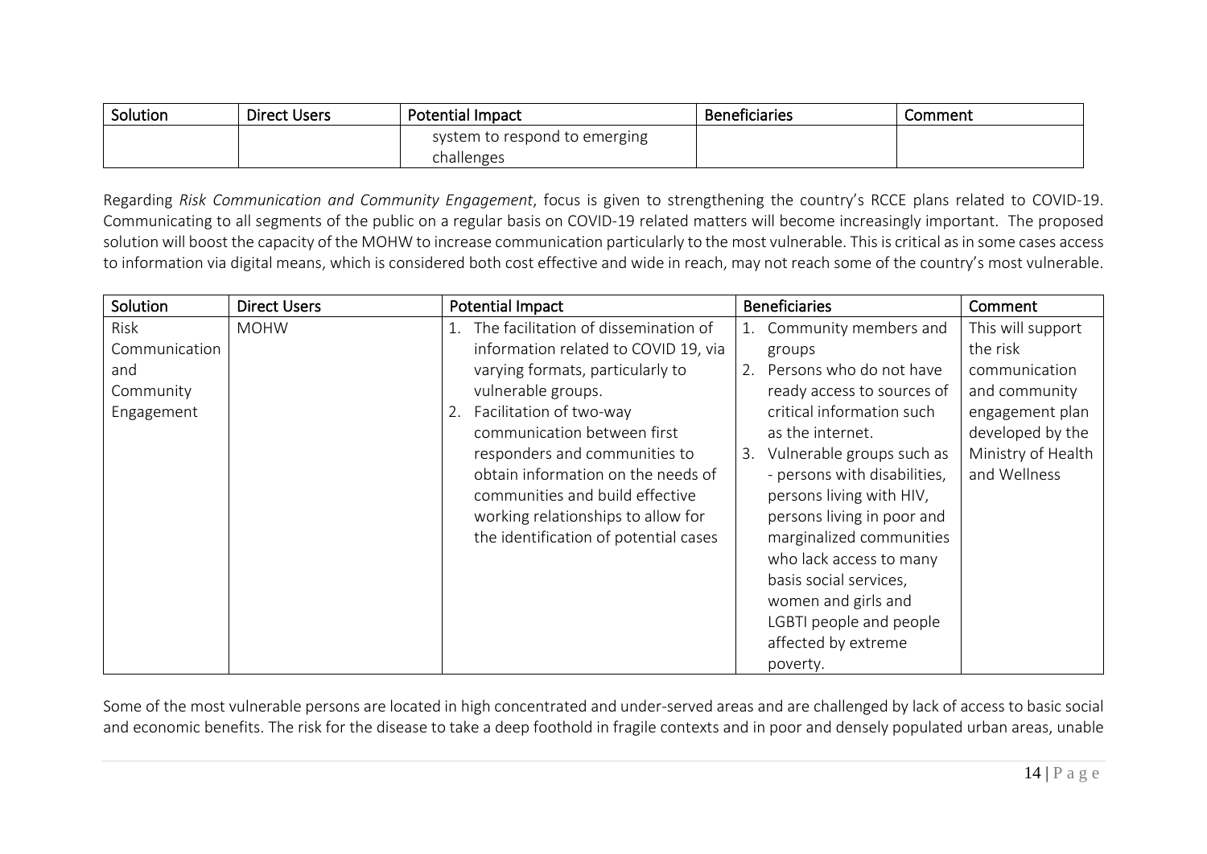| Solution | Direct Users | Potential Impact | Beneficiaries | Comment |
|---|---|---|---|---|
| | | system to respond to emerging challenges | | |

Regarding *Risk Communication and Community Engagement*, focus is given to strengthening the country's RCCE plans related to COVID-19. Communicating to all segments of the public on a regular basis on COVID-19 related matters will become increasingly important. The proposed solution will boost the capacity of the MOHW to increase communication particularly to the most vulnerable. This is critical as in some cases access to information via digital means, which is considered both cost effective and wide in reach, may not reach some of the country's most vulnerable.

| Solution | Direct Users | Potential Impact | Beneficiaries | Comment |
|---|---|---|---|---|
| Risk Communication and Community Engagement | MOHW | 1. The facilitation of dissemination of information related to COVID 19, via varying formats, particularly to vulnerable groups.<br>2. Facilitation of two-way communication between first responders and communities to obtain information on the needs of communities and build effective working relationships to allow for the identification of potential cases | 1. Community members and groups<br>2. Persons who do not have ready access to sources of critical information such as the internet.<br>3. Vulnerable groups such as - persons with disabilities, persons living with HIV, persons living in poor and marginalized communities who lack access to many basis social services, women and girls and LGBTI people and people affected by extreme poverty. | This will support the risk communication and community engagement plan developed by the Ministry of Health and Wellness |

Some of the most vulnerable persons are located in high concentrated and under-served areas and are challenged by lack of access to basic social and economic benefits. The risk for the disease to take a deep foothold in fragile contexts and in poor and densely populated urban areas, unable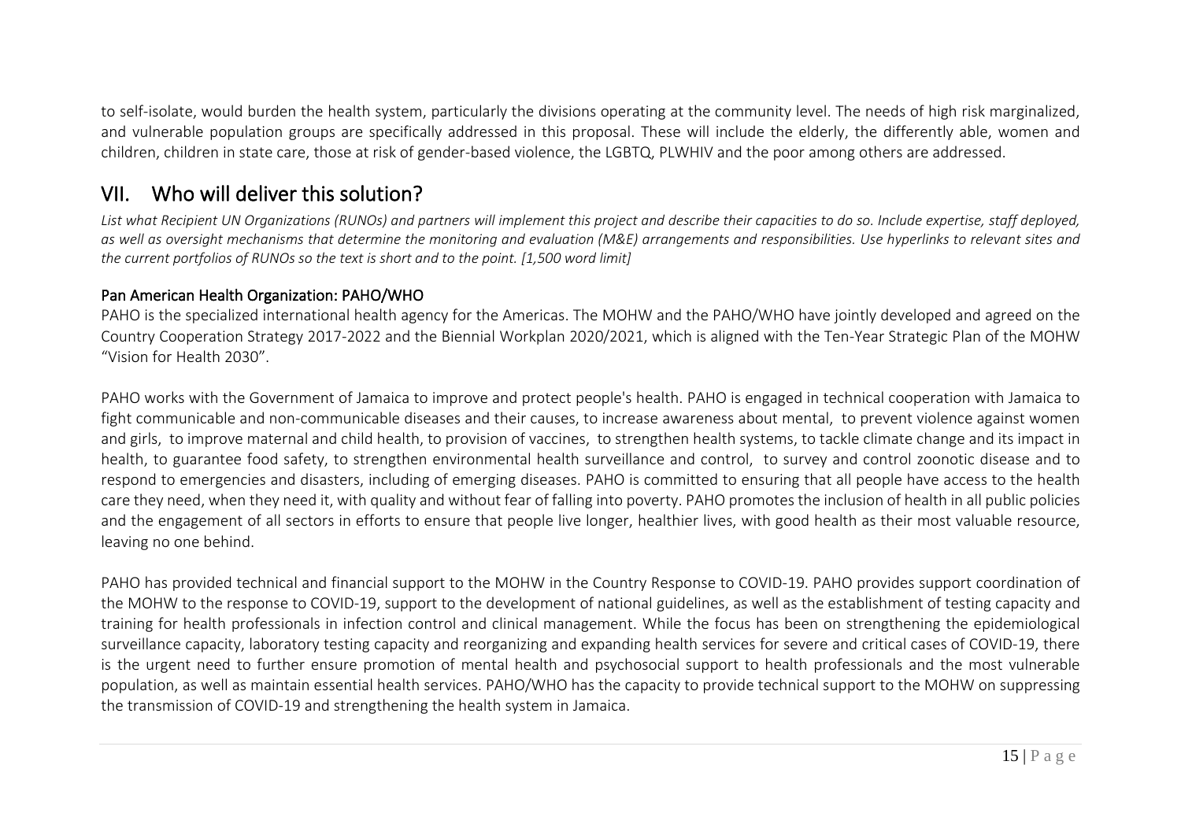to self-isolate, would burden the health system, particularly the divisions operating at the community level. The needs of high risk marginalized, and vulnerable population groups are specifically addressed in this proposal. These will include the elderly, the differently able, women and children, children in state care, those at risk of gender-based violence, the LGBTQ, PLWHIV and the poor among others are addressed.

## VII. Who will deliver this solution?

*List what Recipient UN Organizations (RUNOs) and partners will implement this project and describe their capacities to do so. Include expertise, staff deployed, as well as oversight mechanisms that determine the monitoring and evaluation (M&E) arrangements and responsibilities. Use hyperlinks to relevant sites and the current portfolios of RUNOs so the text is short and to the point. [1,500 word limit]*

**Pan American Health Organization: PAHO/WHO**

PAHO is the specialized international health agency for the Americas. The MOHW and the PAHO/WHO have jointly developed and agreed on the Country Cooperation Strategy 2017-2022 and the Biennial Workplan 2020/2021, which is aligned with the Ten-Year Strategic Plan of the MOHW "Vision for Health 2030".

PAHO works with the Government of Jamaica to improve and protect people's health. PAHO is engaged in technical cooperation with Jamaica to fight communicable and non-communicable diseases and their causes, to increase awareness about mental, to prevent violence against women and girls, to improve maternal and child health, to provision of vaccines, to strengthen health systems, to tackle climate change and its impact in health, to guarantee food safety, to strengthen environmental health surveillance and control, to survey and control zoonotic disease and to respond to emergencies and disasters, including of emerging diseases. PAHO is committed to ensuring that all people have access to the health care they need, when they need it, with quality and without fear of falling into poverty. PAHO promotes the inclusion of health in all public policies and the engagement of all sectors in efforts to ensure that people live longer, healthier lives, with good health as their most valuable resource, leaving no one behind.

PAHO has provided technical and financial support to the MOHW in the Country Response to COVID-19. PAHO provides support coordination of the MOHW to the response to COVID-19, support to the development of national guidelines, as well as the establishment of testing capacity and training for health professionals in infection control and clinical management. While the focus has been on strengthening the epidemiological surveillance capacity, laboratory testing capacity and reorganizing and expanding health services for severe and critical cases of COVID-19, there is the urgent need to further ensure promotion of mental health and psychosocial support to health professionals and the most vulnerable population, as well as maintain essential health services. PAHO/WHO has the capacity to provide technical support to the MOHW on suppressing the transmission of COVID-19 and strengthening the health system in Jamaica.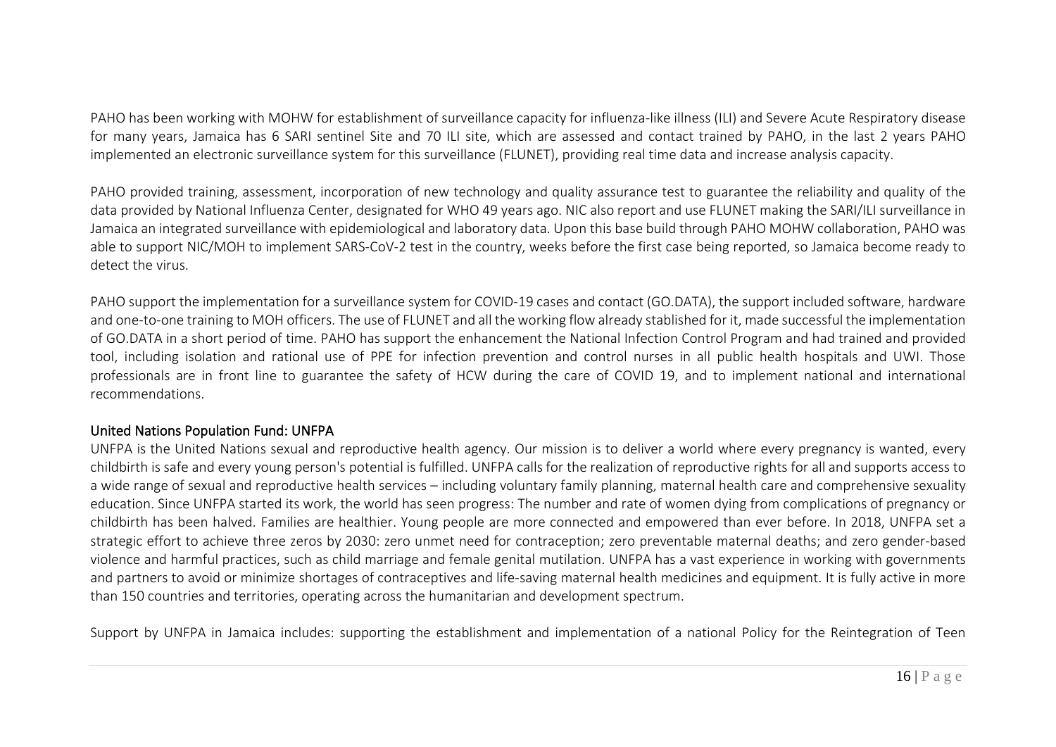PAHO has been working with MOHW for establishment of surveillance capacity for influenza-like illness (ILI) and Severe Acute Respiratory disease for many years, Jamaica has 6 SARI sentinel Site and 70 ILI site, which are assessed and contact trained by PAHO, in the last 2 years PAHO implemented an electronic surveillance system for this surveillance (FLUNET), providing real time data and increase analysis capacity.

PAHO provided training, assessment, incorporation of new technology and quality assurance test to guarantee the reliability and quality of the data provided by National Influenza Center, designated for WHO 49 years ago. NIC also report and use FLUNET making the SARI/ILI surveillance in Jamaica an integrated surveillance with epidemiological and laboratory data. Upon this base build through PAHO MOHW collaboration, PAHO was able to support NIC/MOH to implement SARS-CoV-2 test in the country, weeks before the first case being reported, so Jamaica become ready to detect the virus.

PAHO support the implementation for a surveillance system for COVID-19 cases and contact (GO.DATA), the support included software, hardware and one-to-one training to MOH officers. The use of FLUNET and all the working flow already stablished for it, made successful the implementation of GO.DATA in a short period of time. PAHO has support the enhancement the National Infection Control Program and had trained and provided tool, including isolation and rational use of PPE for infection prevention and control nurses in all public health hospitals and UWI. Those professionals are in front line to guarantee the safety of HCW during the care of COVID 19, and to implement national and international recommendations.

### United Nations Population Fund: UNFPA

UNFPA is the United Nations sexual and reproductive health agency. Our mission is to deliver a world where every pregnancy is wanted, every childbirth is safe and every young person's potential is fulfilled. UNFPA calls for the realization of reproductive rights for all and supports access to a wide range of sexual and reproductive health services – including voluntary family planning, maternal health care and comprehensive sexuality education. Since UNFPA started its work, the world has seen progress: The number and rate of women dying from complications of pregnancy or childbirth has been halved. Families are healthier. Young people are more connected and empowered than ever before. In 2018, UNFPA set a strategic effort to achieve three zeros by 2030: zero unmet need for contraception; zero preventable maternal deaths; and zero gender-based violence and harmful practices, such as child marriage and female genital mutilation. UNFPA has a vast experience in working with governments and partners to avoid or minimize shortages of contraceptives and life-saving maternal health medicines and equipment. It is fully active in more than 150 countries and territories, operating across the humanitarian and development spectrum.

Support by UNFPA in Jamaica includes: supporting the establishment and implementation of a national Policy for the Reintegration of Teen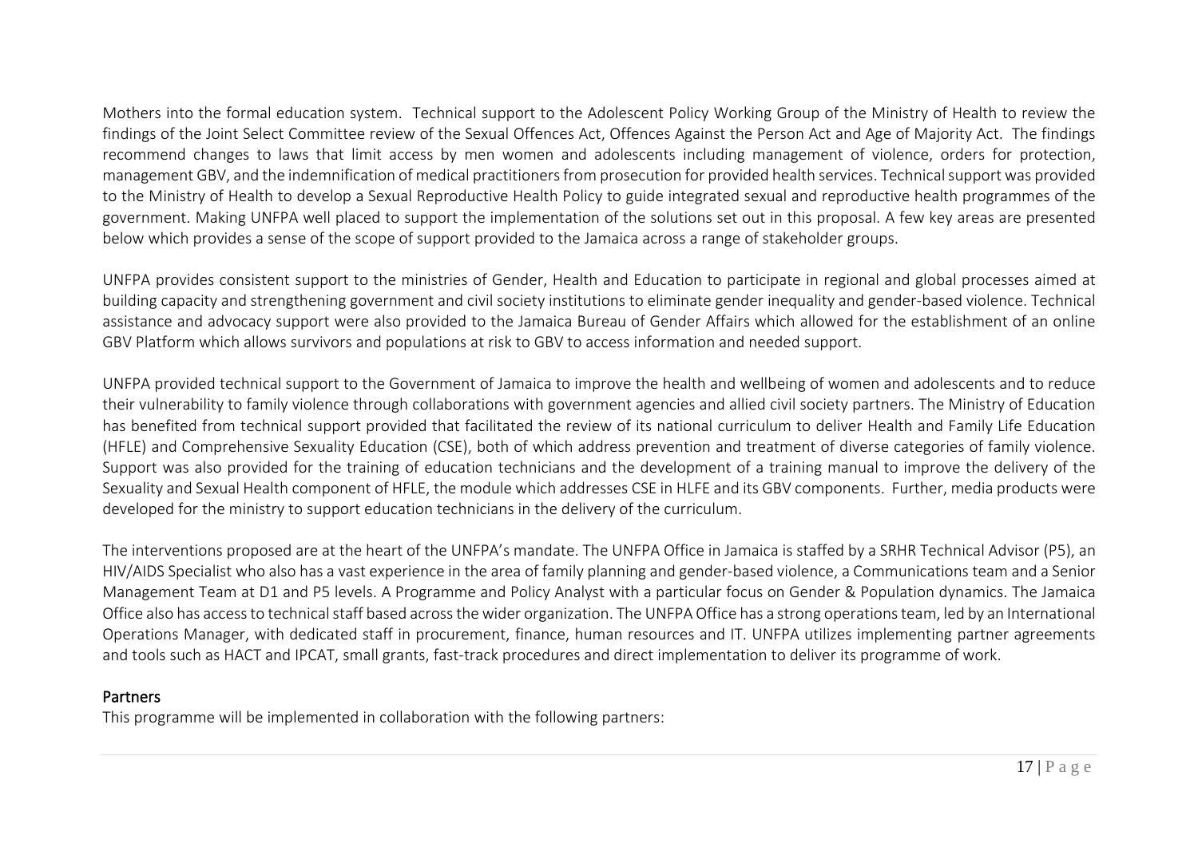Mothers into the formal education system. Technical support to the Adolescent Policy Working Group of the Ministry of Health to review the findings of the Joint Select Committee review of the Sexual Offences Act, Offences Against the Person Act and Age of Majority Act. The findings recommend changes to laws that limit access by men women and adolescents including management of violence, orders for protection, management GBV, and the indemnification of medical practitioners from prosecution for provided health services. Technical support was provided to the Ministry of Health to develop a Sexual Reproductive Health Policy to guide integrated sexual and reproductive health programmes of the government. Making UNFPA well placed to support the implementation of the solutions set out in this proposal. A few key areas are presented below which provides a sense of the scope of support provided to the Jamaica across a range of stakeholder groups.

UNFPA provides consistent support to the ministries of Gender, Health and Education to participate in regional and global processes aimed at building capacity and strengthening government and civil society institutions to eliminate gender inequality and gender-based violence. Technical assistance and advocacy support were also provided to the Jamaica Bureau of Gender Affairs which allowed for the establishment of an online GBV Platform which allows survivors and populations at risk to GBV to access information and needed support.

UNFPA provided technical support to the Government of Jamaica to improve the health and wellbeing of women and adolescents and to reduce their vulnerability to family violence through collaborations with government agencies and allied civil society partners. The Ministry of Education has benefited from technical support provided that facilitated the review of its national curriculum to deliver Health and Family Life Education (HFLE) and Comprehensive Sexuality Education (CSE), both of which address prevention and treatment of diverse categories of family violence. Support was also provided for the training of education technicians and the development of a training manual to improve the delivery of the Sexuality and Sexual Health component of HFLE, the module which addresses CSE in HLFE and its GBV components. Further, media products were developed for the ministry to support education technicians in the delivery of the curriculum.

The interventions proposed are at the heart of the UNFPA's mandate. The UNFPA Office in Jamaica is staffed by a SRHR Technical Advisor (P5), an HIV/AIDS Specialist who also has a vast experience in the area of family planning and gender-based violence, a Communications team and a Senior Management Team at D1 and P5 levels. A Programme and Policy Analyst with a particular focus on Gender & Population dynamics. The Jamaica Office also has access to technical staff based across the wider organization. The UNFPA Office has a strong operations team, led by an International Operations Manager, with dedicated staff in procurement, finance, human resources and IT. UNFPA utilizes implementing partner agreements and tools such as HACT and IPCAT, small grants, fast-track procedures and direct implementation to deliver its programme of work.

## Partners

This programme will be implemented in collaboration with the following partners: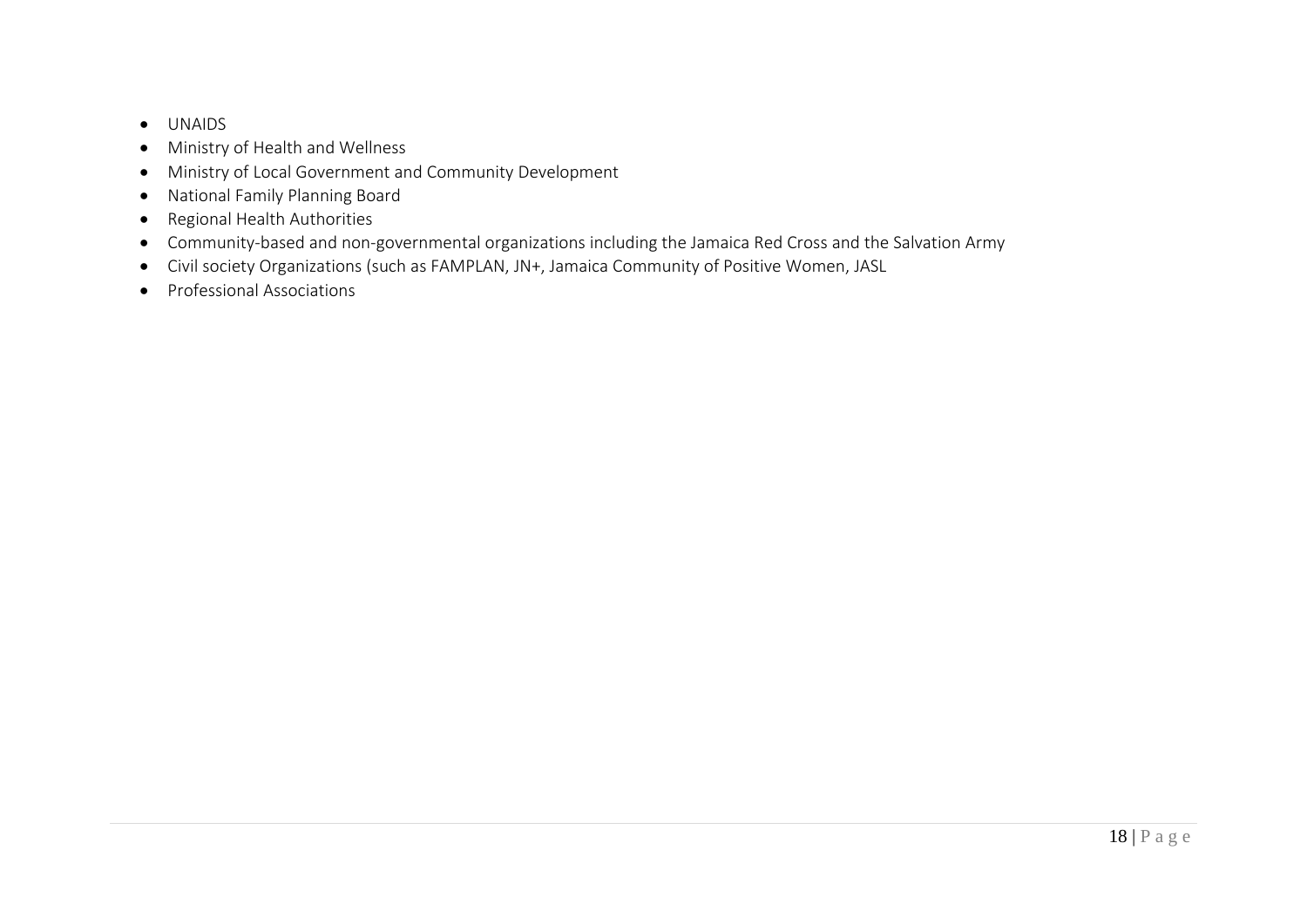- UNAIDS
- Ministry of Health and Wellness
- Ministry of Local Government and Community Development
- National Family Planning Board
- Regional Health Authorities
- Community-based and non-governmental organizations including the Jamaica Red Cross and the Salvation Army
- Civil society Organizations (such as FAMPLAN, JN+, Jamaica Community of Positive Women, JASL
- Professional Associations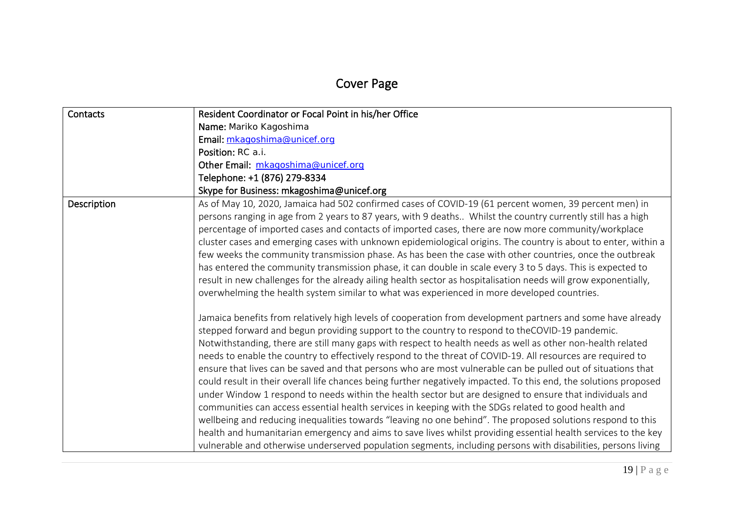# Cover Page

| Contacts | Resident Coordinator or Focal Point in his/her Office<br>Name: Mariko Kagoshima<br>Email: mkagoshima@unicef.org<br>Position: RC a.i.<br>Other Email: mkagoshima@unicef.org<br>Telephone: +1 (876) 279-8334<br>Skype for Business: mkagoshima@unicef.org |
|---|---|
| Description | As of May 10, 2020, Jamaica had 502 confirmed cases of COVID-19 (61 percent women, 39 percent men) in persons ranging in age from 2 years to 87 years, with 9 deaths.. Whilst the country currently still has a high percentage of imported cases and contacts of imported cases, there are now more community/workplace cluster cases and emerging cases with unknown epidemiological origins. The country is about to enter, within a few weeks the community transmission phase. As has been the case with other countries, once the outbreak has entered the community transmission phase, it can double in scale every 3 to 5 days. This is expected to result in new challenges for the already ailing health sector as hospitalisation needs will grow exponentially, overwhelming the health system similar to what was experienced in more developed countries.<br><br>Jamaica benefits from relatively high levels of cooperation from development partners and some have already stepped forward and begun providing support to the country to respond to theCOVID-19 pandemic. Notwithstanding, there are still many gaps with respect to health needs as well as other non-health related needs to enable the country to effectively respond to the threat of COVID-19. All resources are required to ensure that lives can be saved and that persons who are most vulnerable can be pulled out of situations that could result in their overall life chances being further negatively impacted. To this end, the solutions proposed under Window 1 respond to needs within the health sector but are designed to ensure that individuals and communities can access essential health services in keeping with the SDGs related to good health and wellbeing and reducing inequalities towards "leaving no one behind". The proposed solutions respond to this health and humanitarian emergency and aims to save lives whilst providing essential health services to the key vulnerable and otherwise underserved population segments, including persons with disabilities, persons living |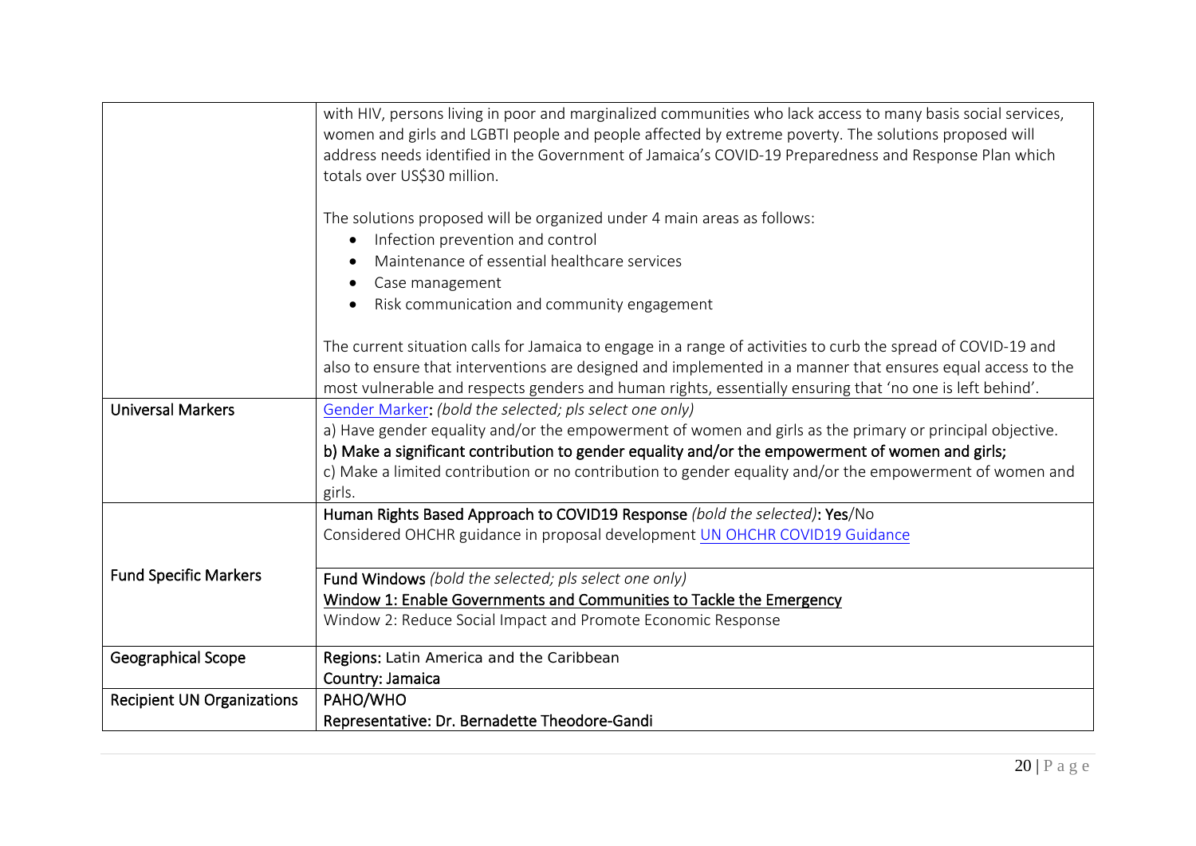|  |  |
|---|---|
|  | with HIV, persons living in poor and marginalized communities who lack access to many basis social services, women and girls and LGBTI people and people affected by extreme poverty. The solutions proposed will address needs identified in the Government of Jamaica's COVID-19 Preparedness and Response Plan which totals over US$30 million.<br><br>The solutions proposed will be organized under 4 main areas as follows:<br>• Infection prevention and control<br>• Maintenance of essential healthcare services<br>• Case management<br>• Risk communication and community engagement<br><br>The current situation calls for Jamaica to engage in a range of activities to curb the spread of COVID-19 and also to ensure that interventions are designed and implemented in a manner that ensures equal access to the most vulnerable and respects genders and human rights, essentially ensuring that 'no one is left behind'. |
| Universal Markers | Gender Marker**:** *(bold the selected; pls select one only)*<br>a) Have gender equality and/or the empowerment of women and girls as the primary or principal objective.<br>**b) Make a significant contribution to gender equality and/or the empowerment of women and girls;**<br>c) Make a limited contribution or no contribution to gender equality and/or the empowerment of women and girls. |
| Fund Specific Markers | **Human Rights Based Approach to COVID19 Response** *(bold the selected)*: **Yes**/No<br>Considered OHCHR guidance in proposal development UN OHCHR COVID19 Guidance |
|  | **Fund Windows** *(bold the selected; pls select one only)*<br>**Window 1: Enable Governments and Communities to Tackle the Emergency**<br>Window 2: Reduce Social Impact and Promote Economic Response |
| Geographical Scope | **Regions:** Latin America and the Caribbean<br>**Country: Jamaica** |
| Recipient UN Organizations | **PAHO/WHO**<br>**Representative: Dr. Bernadette Theodore-Gandi** |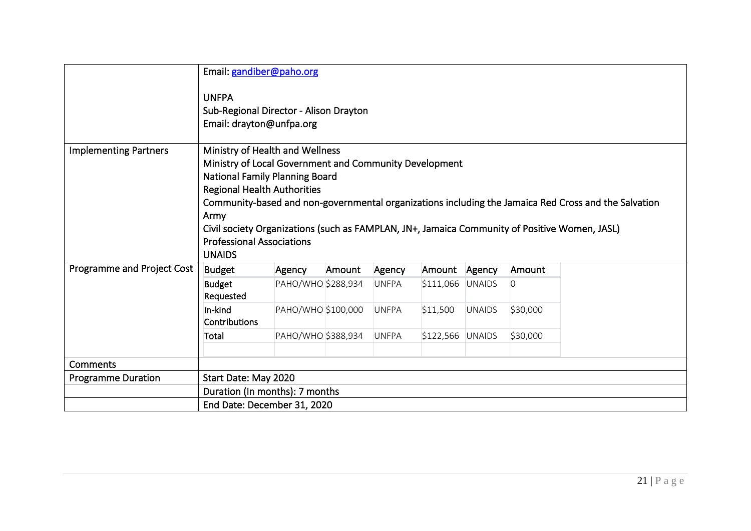| | |
|---|---|
| | Email: gandiber@paho.org<br><br>UNFPA<br>Sub-Regional Director - Alison Drayton<br>Email: drayton@unfpa.org |
| Implementing Partners | Ministry of Health and Wellness<br>Ministry of Local Government and Community Development<br>National Family Planning Board<br>Regional Health Authorities<br>Community-based and non-governmental organizations including the Jamaica Red Cross and the Salvation Army<br>Civil society Organizations (such as FAMPLAN, JN+, Jamaica Community of Positive Women, JASL)<br>Professional Associations<br>UNAIDS |
| Programme and Project Cost | See table below |
| Comments | |
| Programme Duration | Start Date: May 2020 |
| | Duration (In months): 7 months |
| | End Date: December 31, 2020 |

**Programme and Project Cost**

| Budget | Agency | Amount | Agency | Amount | Agency | Amount |
|---|---|---|---|---|---|---|
| Budget Requested | PAHO/WHO | $288,934 | UNFPA | $111,066 | UNAIDS | 0 |
| In-kind Contributions | PAHO/WHO | $100,000 | UNFPA | $11,500 | UNAIDS | $30,000 |
| Total | PAHO/WHO | $388,934 | UNFPA | $122,566 | UNAIDS | $30,000 |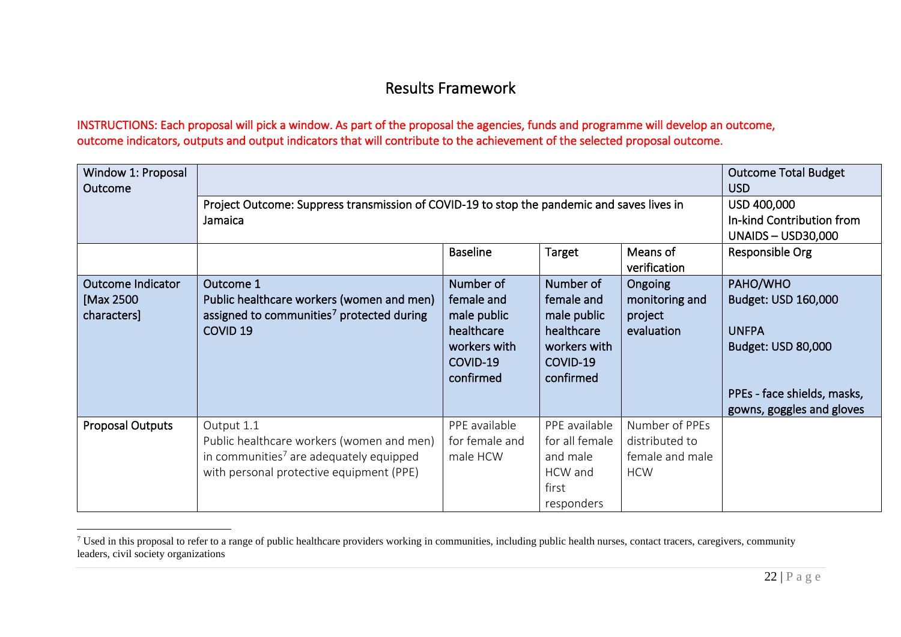## Results Framework

INSTRUCTIONS: Each proposal will pick a window. As part of the proposal the agencies, funds and programme will develop an outcome, outcome indicators, outputs and output indicators that will contribute to the achievement of the selected proposal outcome.

| Window 1: Proposal Outcome | | | | | Outcome Total Budget USD |
|---|---|---|---|---|---|
| | Project Outcome: Suppress transmission of COVID-19 to stop the pandemic and saves lives in Jamaica | | | | USD 400,000<br>In-kind Contribution from UNAIDS – USD30,000 |
| | | Baseline | Target | Means of verification | Responsible Org |
| Outcome Indicator [Max 2500 characters] | Outcome 1<br>Public healthcare workers (women and men) assigned to communities[7] protected during COVID 19 | Number of female and male public healthcare workers with COVID-19 confirmed | Number of female and male public healthcare workers with COVID-19 confirmed | Ongoing monitoring and project evaluation | PAHO/WHO<br>Budget: USD 160,000<br><br>UNFPA<br>Budget: USD 80,000<br><br>PPEs - face shields, masks, gowns, goggles and gloves |
| Proposal Outputs | Output 1.1<br>Public healthcare workers (women and men) in communities[7] are adequately equipped with personal protective equipment (PPE) | PPE available for female and male HCW | PPE available for all female and male HCW and first responders | Number of PPEs distributed to female and male HCW | |

[7] Used in this proposal to refer to a range of public healthcare providers working in communities, including public health nurses, contact tracers, caregivers, community leaders, civil society organizations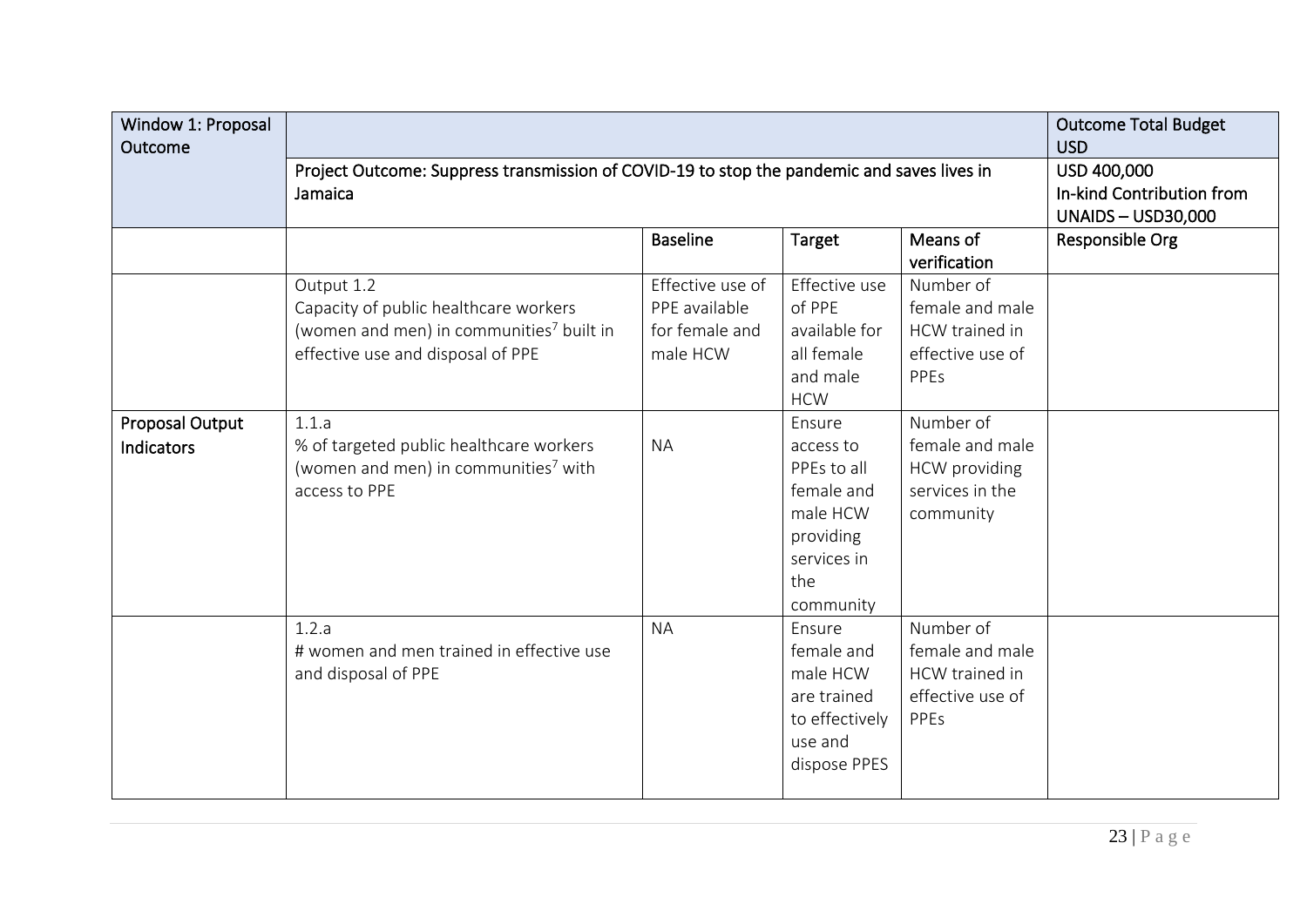| Window 1: Proposal Outcome | | | | | Outcome Total Budget USD |
|---|---|---|---|---|---|
| | Project Outcome: Suppress transmission of COVID-19 to stop the pandemic and saves lives in Jamaica | | | | USD 400,000<br>In-kind Contribution from UNAIDS – USD30,000 |
| | | Baseline | Target | Means of verification | Responsible Org |
| | Output 1.2<br>Capacity of public healthcare workers (women and men) in communities[7] built in effective use and disposal of PPE | Effective use of PPE available for female and male HCW | Effective use of PPE available for all female and male HCW | Number of female and male HCW trained in effective use of PPEs | |
| Proposal Output Indicators | 1.1.a<br>% of targeted public healthcare workers (women and men) in communities[7] with access to PPE | NA | Ensure access to PPEs to all female and male HCW providing services in the community | Number of female and male HCW providing services in the community | |
| | 1.2.a<br># women and men trained in effective use and disposal of PPE | NA | Ensure female and male HCW are trained to effectively use and dispose PPES | Number of female and male HCW trained in effective use of PPEs | |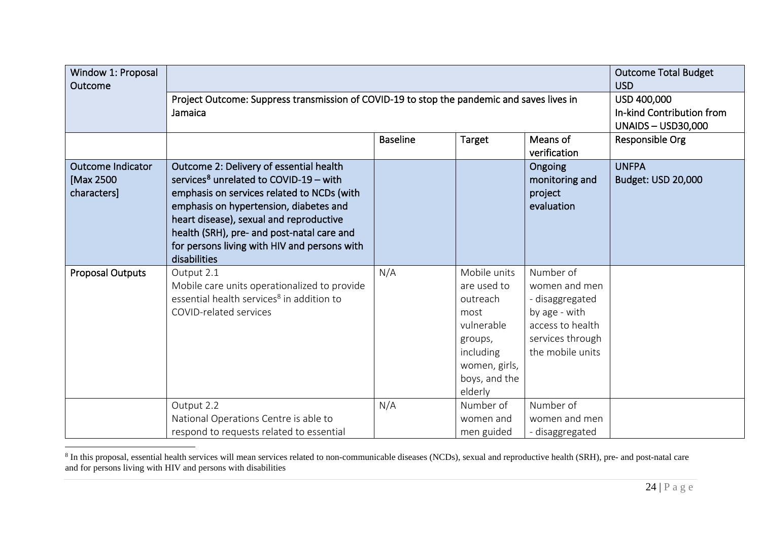| Window 1: Proposal Outcome | | | | | Outcome Total Budget USD |
|---|---|---|---|---|---|
| | Project Outcome: Suppress transmission of COVID-19 to stop the pandemic and saves lives in Jamaica | | | | USD 400,000<br>In-kind Contribution from UNAIDS – USD30,000 |
| | | Baseline | Target | Means of verification | Responsible Org |
| Outcome Indicator [Max 2500 characters] | Outcome 2: Delivery of essential health services[8] unrelated to COVID-19 – with emphasis on services related to NCDs (with emphasis on hypertension, diabetes and heart disease), sexual and reproductive health (SRH), pre- and post-natal care and for persons living with HIV and persons with disabilities | | | Ongoing monitoring and project evaluation | UNFPA<br>Budget: USD 20,000 |
| Proposal Outputs | Output 2.1<br>Mobile care units operationalized to provide essential health services[8] in addition to COVID-related services | N/A | Mobile units are used to outreach most vulnerable groups, including women, girls, boys, and the elderly | Number of women and men - disaggregated by age - with access to health services through the mobile units | |
| | Output 2.2<br>National Operations Centre is able to respond to requests related to essential | N/A | Number of women and men guided | Number of women and men - disaggregated | |

[8] In this proposal, essential health services will mean services related to non-communicable diseases (NCDs), sexual and reproductive health (SRH), pre- and post-natal care and for persons living with HIV and persons with disabilities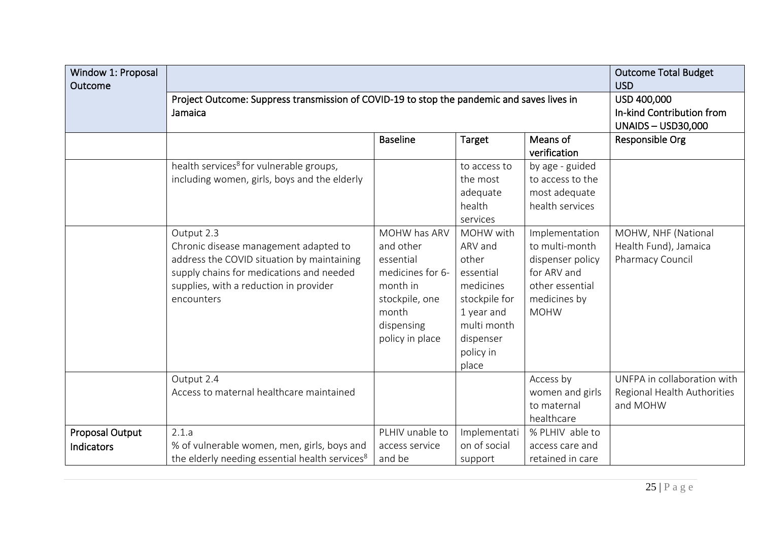| Window 1: Proposal Outcome | | | | | Outcome Total Budget USD |
|---|---|---|---|---|---|
| | Project Outcome: Suppress transmission of COVID-19 to stop the pandemic and saves lives in Jamaica | | | | USD 400,000 In-kind Contribution from UNAIDS – USD30,000 |
| | | Baseline | Target | Means of verification | Responsible Org |
| | health services[8] for vulnerable groups, including women, girls, boys and the elderly | | to access to the most adequate health services | by age - guided to access to the most adequate health services | |
| | Output 2.3<br>Chronic disease management adapted to address the COVID situation by maintaining supply chains for medications and needed supplies, with a reduction in provider encounters | MOHW has ARV and other essential medicines for 6-month in stockpile, one month dispensing policy in place | MOHW with ARV and other essential medicines stockpile for 1 year and multi month dispenser policy in place | Implementation to multi-month dispenser policy for ARV and other essential medicines by MOHW | MOHW, NHF (National Health Fund), Jamaica Pharmacy Council |
| | Output 2.4<br>Access to maternal healthcare maintained | | | Access by women and girls to maternal healthcare | UNFPA in collaboration with Regional Health Authorities and MOHW |
| **Proposal Output Indicators** | 2.1.a<br>% of vulnerable women, men, girls, boys and the elderly needing essential health services[8] | PLHIV unable to access service and be | Implementation of social support | % PLHIV able to access care and retained in care | |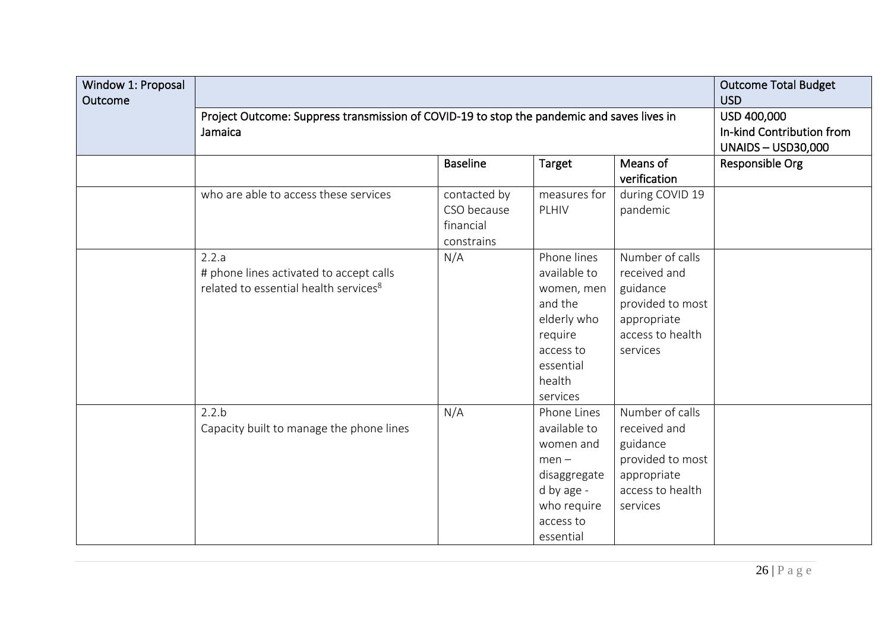| Window 1: Proposal Outcome | | | | | Outcome Total Budget USD |
|---|---|---|---|---|---|
| | Project Outcome: Suppress transmission of COVID-19 to stop the pandemic and saves lives in Jamaica | | | | USD 400,000<br>In-kind Contribution from UNAIDS – USD30,000 |
| | | Baseline | Target | Means of verification | Responsible Org |
| | who are able to access these services | contacted by CSO because financial constrains | measures for PLHIV | during COVID 19 pandemic | |
| | 2.2.a<br># phone lines activated to accept calls related to essential health services[8] | N/A | Phone lines available to women, men and the elderly who require access to essential health services | Number of calls received and guidance provided to most appropriate access to health services | |
| | 2.2.b<br>Capacity built to manage the phone lines | N/A | Phone Lines available to women and men – disaggregated by age - who require access to essential | Number of calls received and guidance provided to most appropriate access to health services | |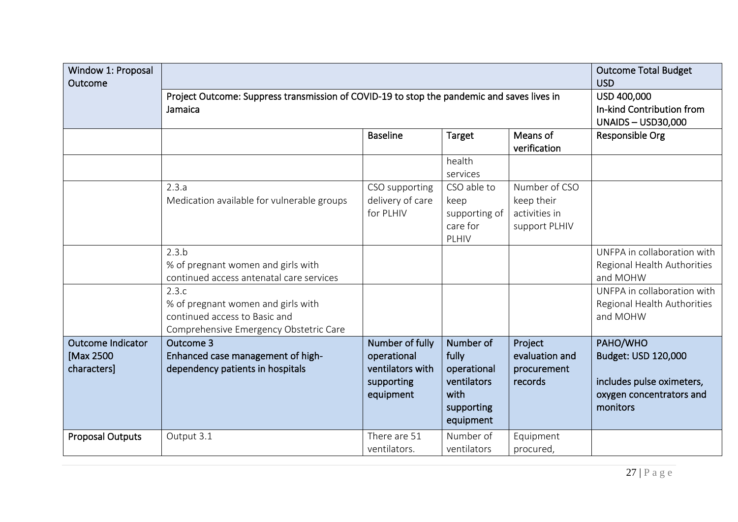| Window 1: Proposal Outcome | | | | | Outcome Total Budget USD |
|---|---|---|---|---|---|
| | Project Outcome: Suppress transmission of COVID-19 to stop the pandemic and saves lives in Jamaica | | | | USD 400,000<br>In-kind Contribution from UNAIDS – USD30,000 |
| | | Baseline | Target | Means of verification | Responsible Org |
| | | | health services | | |
| | 2.3.a<br>Medication available for vulnerable groups | CSO supporting delivery of care for PLHIV | CSO able to keep supporting of care for PLHIV | Number of CSO keep their activities in support PLHIV | |
| | 2.3.b<br>% of pregnant women and girls with continued access antenatal care services | | | | UNFPA in collaboration with Regional Health Authorities and MOHW |
| | 2.3.c<br>% of pregnant women and girls with continued access to Basic and Comprehensive Emergency Obstetric Care | | | | UNFPA in collaboration with Regional Health Authorities and MOHW |
| Outcome Indicator [Max 2500 characters] | Outcome 3<br>Enhanced case management of high-dependency patients in hospitals | Number of fully operational ventilators with supporting equipment | Number of fully operational ventilators with supporting equipment | Project evaluation and procurement records | PAHO/WHO<br>Budget: USD 120,000<br><br>includes pulse oximeters, oxygen concentrators and monitors |
| Proposal Outputs | Output 3.1 | There are 51 ventilators. | Number of ventilators | Equipment procured, | |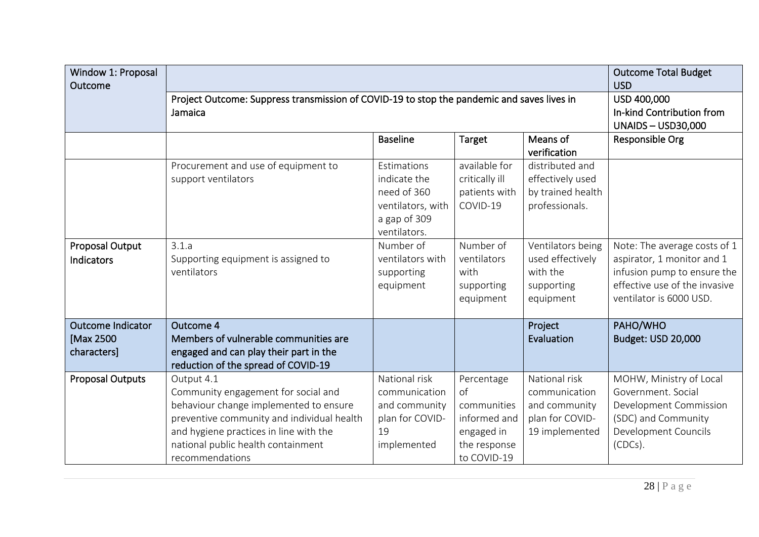| Window 1: Proposal Outcome | | | | | Outcome Total Budget USD |
|---|---|---|---|---|---|
| | Project Outcome: Suppress transmission of COVID-19 to stop the pandemic and saves lives in Jamaica | | | | USD 400,000 In-kind Contribution from UNAIDS – USD30,000 |
| | | Baseline | Target | Means of verification | Responsible Org |
| | Procurement and use of equipment to support ventilators | Estimations indicate the need of 360 ventilators, with a gap of 309 ventilators. | available for critically ill patients with COVID-19 | distributed and effectively used by trained health professionals. | |
| **Proposal Output Indicators** | 3.1.a Supporting equipment is assigned to ventilators | Number of ventilators with supporting equipment | Number of ventilators with supporting equipment | Ventilators being used effectively with the supporting equipment | Note: The average costs of 1 aspirator, 1 monitor and 1 infusion pump to ensure the effective use of the invasive ventilator is 6000 USD. |
| **Outcome Indicator [Max 2500 characters]** | **Outcome 4 Members of vulnerable communities are engaged and can play their part in the reduction of the spread of COVID-19** | | | **Project Evaluation** | **PAHO/WHO Budget: USD 20,000** |
| **Proposal Outputs** | Output 4.1 Community engagement for social and behaviour change implemented to ensure preventive community and individual health and hygiene practices in line with the national public health containment recommendations | National risk communication and community plan for COVID-19 implemented | Percentage of communities informed and engaged in the response to COVID-19 | National risk communication and community plan for COVID-19 implemented | MOHW, Ministry of Local Government. Social Development Commission (SDC) and Community Development Councils (CDCs). |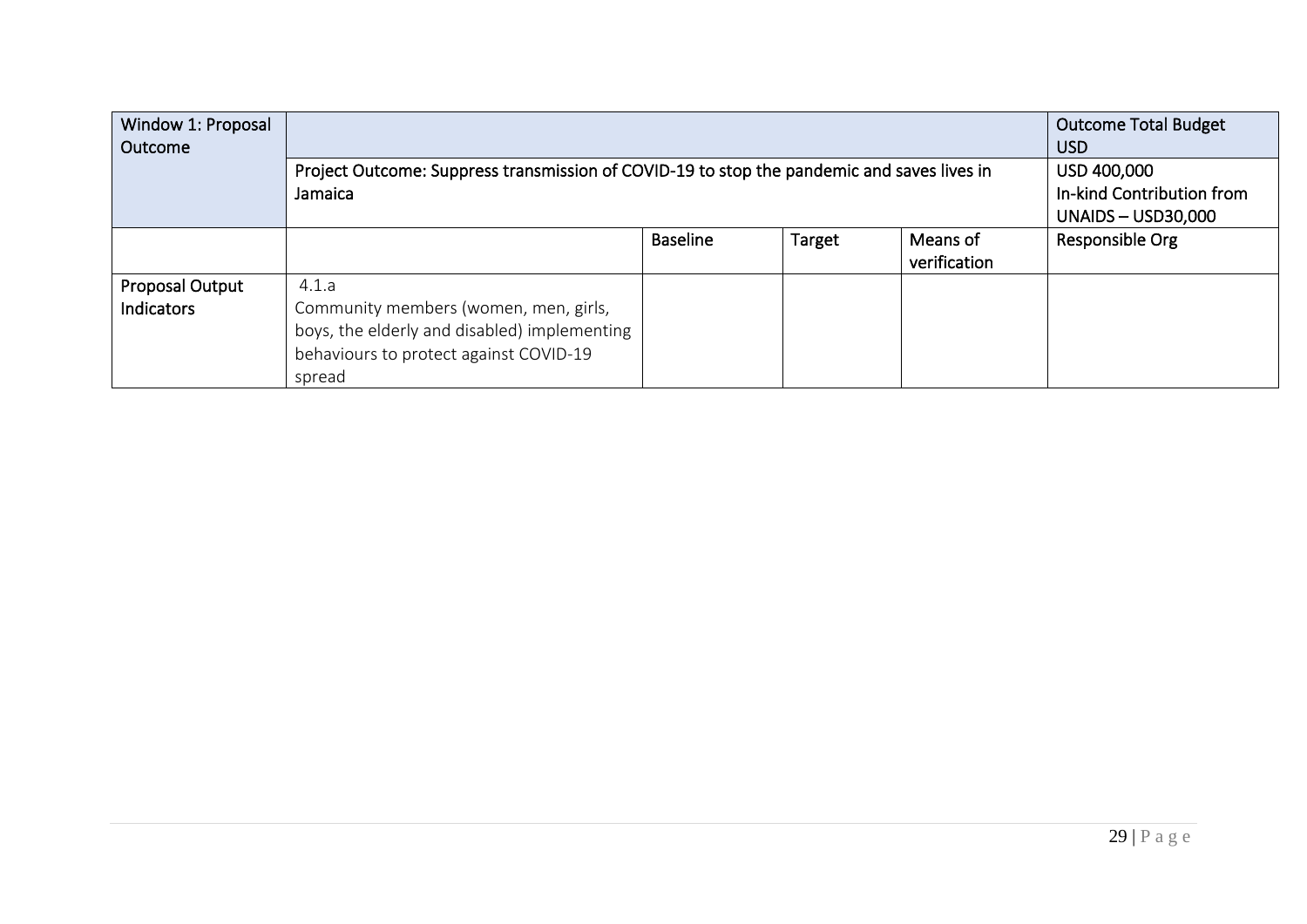| Window 1: Proposal Outcome | | | | | Outcome Total Budget USD |
|---|---|---|---|---|---|
| | Project Outcome: Suppress transmission of COVID-19 to stop the pandemic and saves lives in Jamaica | | | | USD 400,000<br>In-kind Contribution from UNAIDS – USD30,000 |
| | | Baseline | Target | Means of verification | Responsible Org |
| Proposal Output Indicators | 4.1.a<br>Community members (women, men, girls, boys, the elderly and disabled) implementing behaviours to protect against COVID-19 spread | | | | |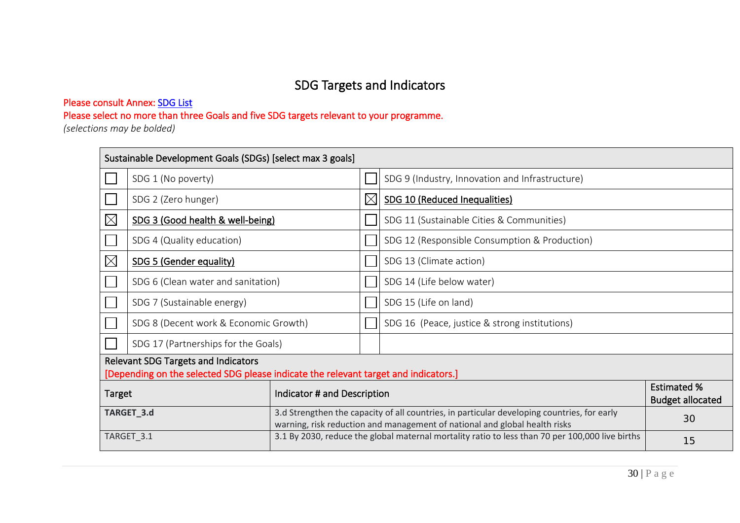## SDG Targets and Indicators

Please consult Annex: SDG List

Please select no more than three Goals and five SDG targets relevant to your programme.

*(selections may be bolded)*

| Sustainable Development Goals (SDGs) [select max 3 goals] | | | |
|---|---|---|---|
| ☐ | SDG 1 (No poverty) | ☐ | SDG 9 (Industry, Innovation and Infrastructure) |
| ☐ | SDG 2 (Zero hunger) | ☒ | **SDG 10 (Reduced Inequalities)** |
| ☒ | **SDG 3 (Good health & well-being)** | ☐ | SDG 11 (Sustainable Cities & Communities) |
| ☐ | SDG 4 (Quality education) | ☐ | SDG 12 (Responsible Consumption & Production) |
| ☒ | **SDG 5 (Gender equality)** | ☐ | SDG 13 (Climate action) |
| ☐ | SDG 6 (Clean water and sanitation) | ☐ | SDG 14 (Life below water) |
| ☐ | SDG 7 (Sustainable energy) | ☐ | SDG 15 (Life on land) |
| ☐ | SDG 8 (Decent work & Economic Growth) | ☐ | SDG 16 (Peace, justice & strong institutions) |
| ☐ | SDG 17 (Partnerships for the Goals) | | |

Relevant SDG Targets and Indicators

[Depending on the selected SDG please indicate the relevant target and indicators.]

| Target | Indicator # and Description | Estimated % Budget allocated |
|---|---|---|
| **TARGET_3.d** | 3.d Strengthen the capacity of all countries, in particular developing countries, for early warning, risk reduction and management of national and global health risks | 30 |
| TARGET_3.1 | 3.1 By 2030, reduce the global maternal mortality ratio to less than 70 per 100,000 live births | 15 |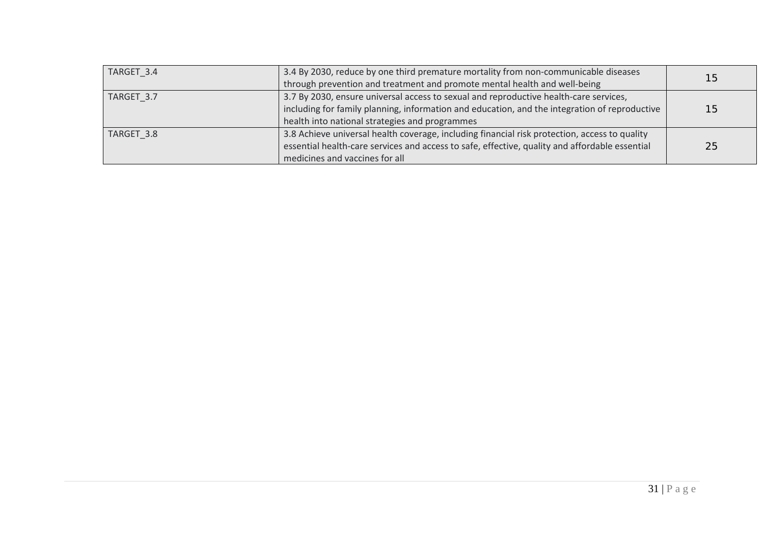| | | |
|---|---|---|
| TARGET_3.4 | 3.4 By 2030, reduce by one third premature mortality from non-communicable diseases through prevention and treatment and promote mental health and well-being | 15 |
| TARGET_3.7 | 3.7 By 2030, ensure universal access to sexual and reproductive health-care services, including for family planning, information and education, and the integration of reproductive health into national strategies and programmes | 15 |
| TARGET_3.8 | 3.8 Achieve universal health coverage, including financial risk protection, access to quality essential health-care services and access to safe, effective, quality and affordable essential medicines and vaccines for all | 25 |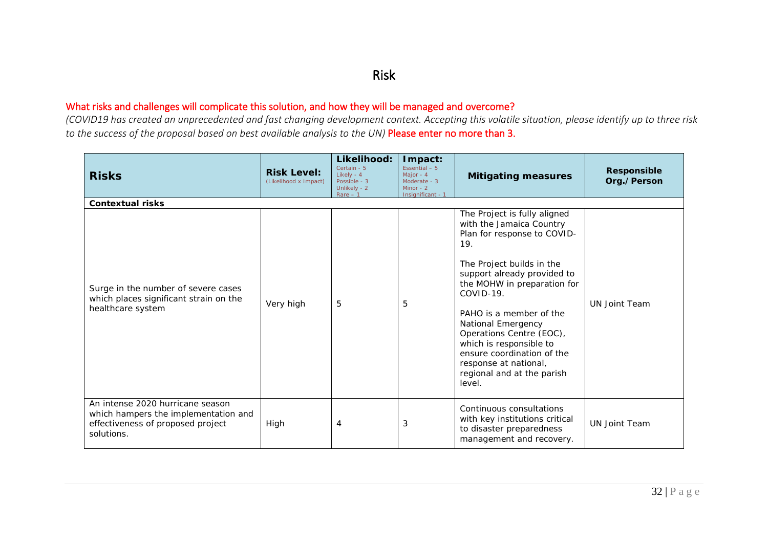# Risk

What risks and challenges will complicate this solution, and how they will be managed and overcome?

*(COVID19 has created an unprecedented and fast changing development context. Accepting this volatile situation, please identify up to three risk to the success of the proposal based on best available analysis to the UN)* Please enter no more than 3.

| **Risks** | **Risk Level:** (Likelihood x Impact) | **Likelihood:** Certain - 5 Likely - 4 Possible - 3 Unlikely - 2 Rare – 1 | **Impact:** Essential – 5 Major - 4 Moderate - 3 Minor - 2 Insignificant - 1 | **Mitigating measures** | **Responsible Org./Person** |
|---|---|---|---|---|---|
| **Contextual risks** | | | | | |
| Surge in the number of severe cases which places significant strain on the healthcare system | Very high | 5 | 5 | The Project is fully aligned with the Jamaica Country Plan for response to COVID-19.<br><br>The Project builds in the support already provided to the MOHW in preparation for COVID-19.<br><br>PAHO is a member of the National Emergency Operations Centre (EOC), which is responsible to ensure coordination of the response at national, regional and at the parish level. | UN Joint Team |
| An intense 2020 hurricane season which hampers the implementation and effectiveness of proposed project solutions. | High | 4 | 3 | Continuous consultations with key institutions critical to disaster preparedness management and recovery. | UN Joint Team |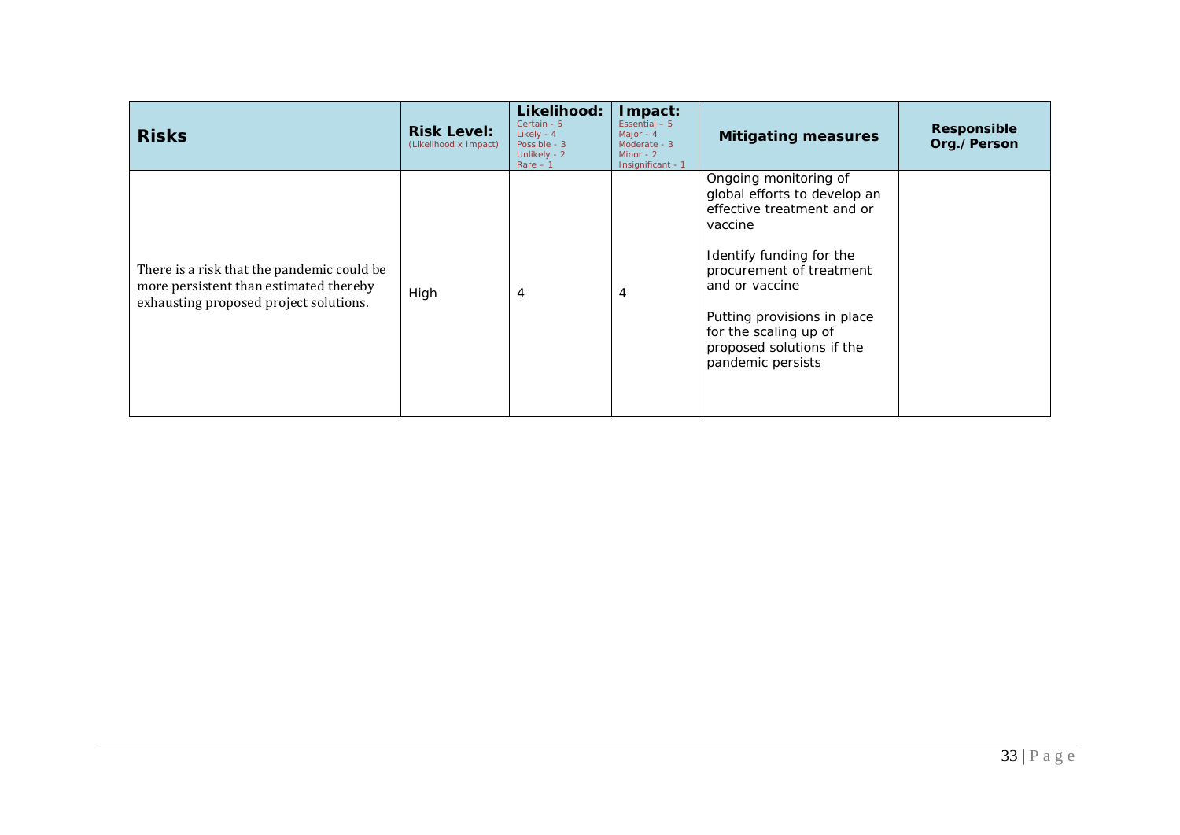| **Risks** | **Risk Level:** (Likelihood x Impact) | **Likelihood:** Certain - 5 Likely - 4 Possible - 3 Unlikely - 2 Rare – 1 | **Impact:** Essential – 5 Major - 4 Moderate - 3 Minor - 2 Insignificant - 1 | **Mitigating measures** | **Responsible Org./Person** |
|---|---|---|---|---|---|
| There is a risk that the pandemic could be more persistent than estimated thereby exhausting proposed project solutions. | High | 4 | 4 | Ongoing monitoring of global efforts to develop an effective treatment and or vaccine<br><br>Identify funding for the procurement of treatment and or vaccine<br><br>Putting provisions in place for the scaling up of proposed solutions if the pandemic persists | |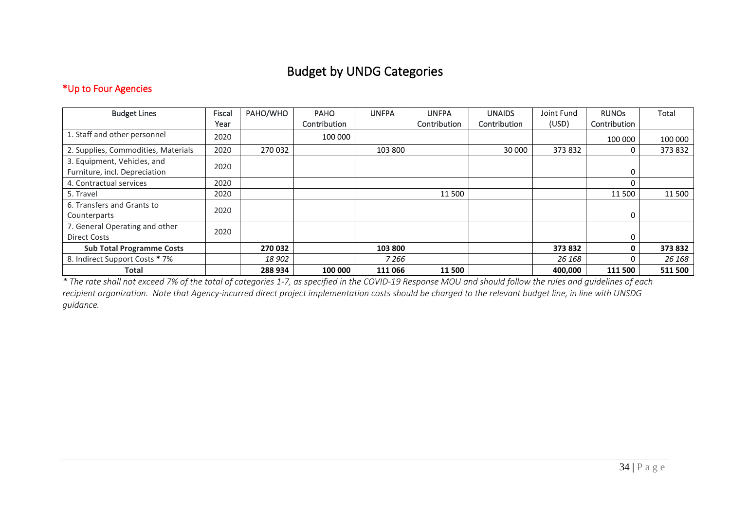# Budget by UNDG Categories

***Up to Four Agencies**

| Budget Lines | Fiscal Year | PAHO/WHO | PAHO Contribution | UNFPA | UNFPA Contribution | UNAIDS Contribution | Joint Fund (USD) | RUNOs Contribution | Total |
|---|---|---|---|---|---|---|---|---|---|
| 1. Staff and other personnel | 2020 | | 100 000 | | | | | 100 000 | 100 000 |
| 2. Supplies, Commodities, Materials | 2020 | 270 032 | | 103 800 | | 30 000 | 373 832 | 0 | 373 832 |
| 3. Equipment, Vehicles, and Furniture, incl. Depreciation | 2020 | | | | | | | 0 | |
| 4. Contractual services | 2020 | | | | | | | 0 | |
| 5. Travel | 2020 | | | | 11 500 | | | 11 500 | 11 500 |
| 6. Transfers and Grants to Counterparts | 2020 | | | | | | | 0 | |
| 7. General Operating and other Direct Costs | 2020 | | | | | | | 0 | |
| **Sub Total Programme Costs** | | **270 032** | | **103 800** | | | **373 832** | **0** | **373 832** |
| 8. Indirect Support Costs **\*** 7% | | *18 902* | | *7 266* | | | *26 168* | 0 | *26 168* |
| **Total** | | **288 934** | **100 000** | **111 066** | **11 500** | | **400,000** | **111 500** | **511 500** |

*\* The rate shall not exceed 7% of the total of categories 1-7, as specified in the COVID-19 Response MOU and should follow the rules and guidelines of each recipient organization. Note that Agency-incurred direct project implementation costs should be charged to the relevant budget line, in line with UNSDG guidance.*